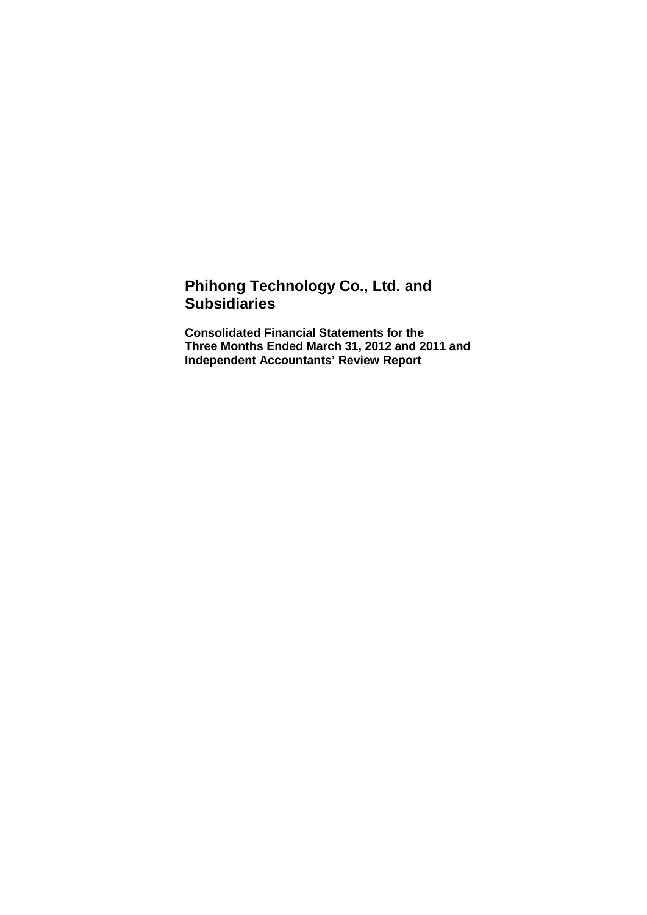# Phihong Technology Co., Ltd. and Subsidiaries

**Consolidated Financial Statements for the Three Months Ended March 31, 2012 and 2011 and Independent Accountants' Review Report**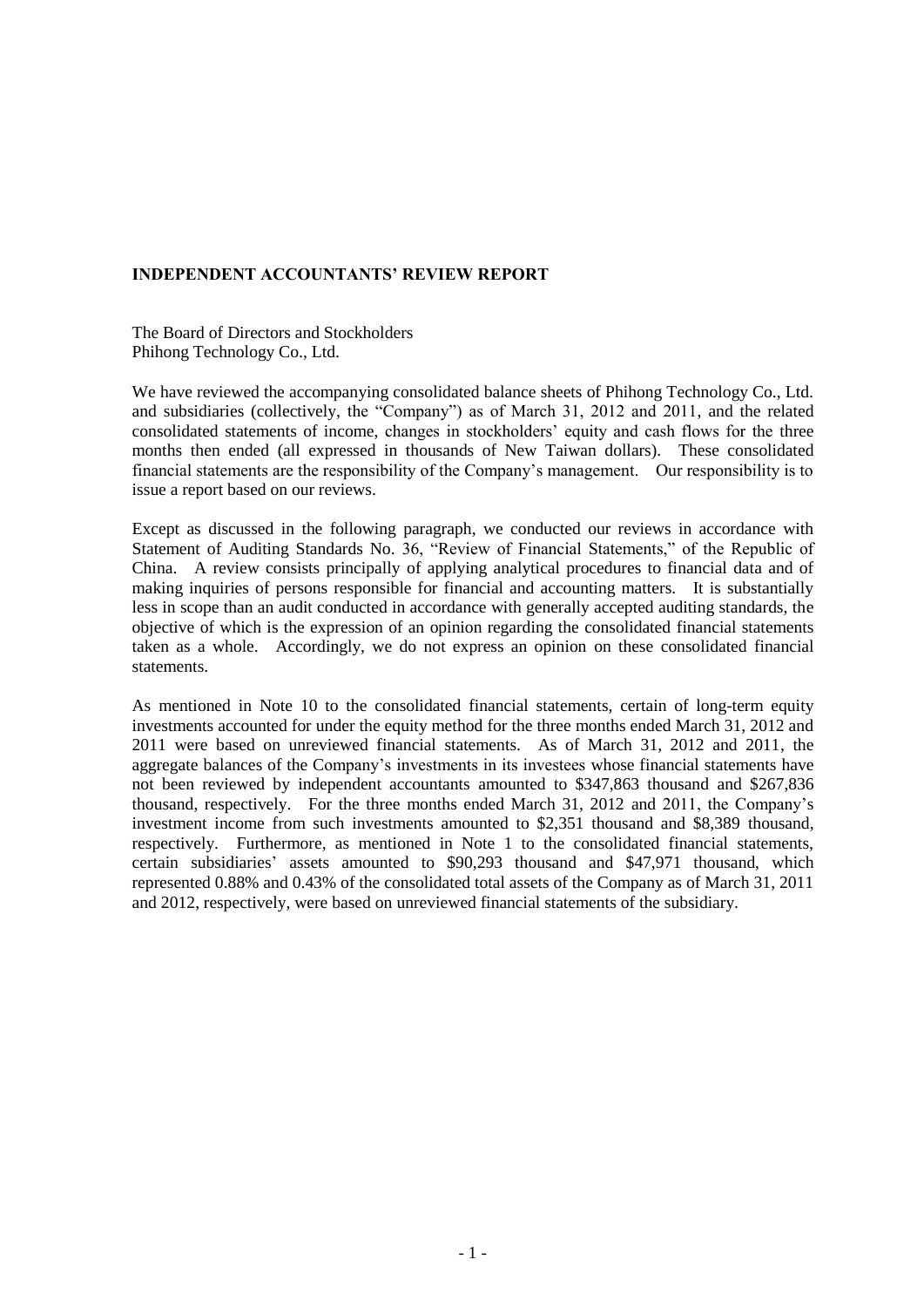**INDEPENDENT ACCOUNTANTS' REVIEW REPORT**

The Board of Directors and Stockholders
Phihong Technology Co., Ltd.

We have reviewed the accompanying consolidated balance sheets of Phihong Technology Co., Ltd. and subsidiaries (collectively, the "Company") as of March 31, 2012 and 2011, and the related consolidated statements of income, changes in stockholders' equity and cash flows for the three months then ended (all expressed in thousands of New Taiwan dollars). These consolidated financial statements are the responsibility of the Company's management. Our responsibility is to issue a report based on our reviews.

Except as discussed in the following paragraph, we conducted our reviews in accordance with Statement of Auditing Standards No. 36, "Review of Financial Statements," of the Republic of China. A review consists principally of applying analytical procedures to financial data and of making inquiries of persons responsible for financial and accounting matters. It is substantially less in scope than an audit conducted in accordance with generally accepted auditing standards, the objective of which is the expression of an opinion regarding the consolidated financial statements taken as a whole. Accordingly, we do not express an opinion on these consolidated financial statements.

As mentioned in Note 10 to the consolidated financial statements, certain of long-term equity investments accounted for under the equity method for the three months ended March 31, 2012 and 2011 were based on unreviewed financial statements. As of March 31, 2012 and 2011, the aggregate balances of the Company's investments in its investees whose financial statements have not been reviewed by independent accountants amounted to $347,863 thousand and $267,836 thousand, respectively. For the three months ended March 31, 2012 and 2011, the Company's investment income from such investments amounted to $2,351 thousand and $8,389 thousand, respectively. Furthermore, as mentioned in Note 1 to the consolidated financial statements, certain subsidiaries' assets amounted to $90,293 thousand and $47,971 thousand, which represented 0.88% and 0.43% of the consolidated total assets of the Company as of March 31, 2011 and 2012, respectively, were based on unreviewed financial statements of the subsidiary.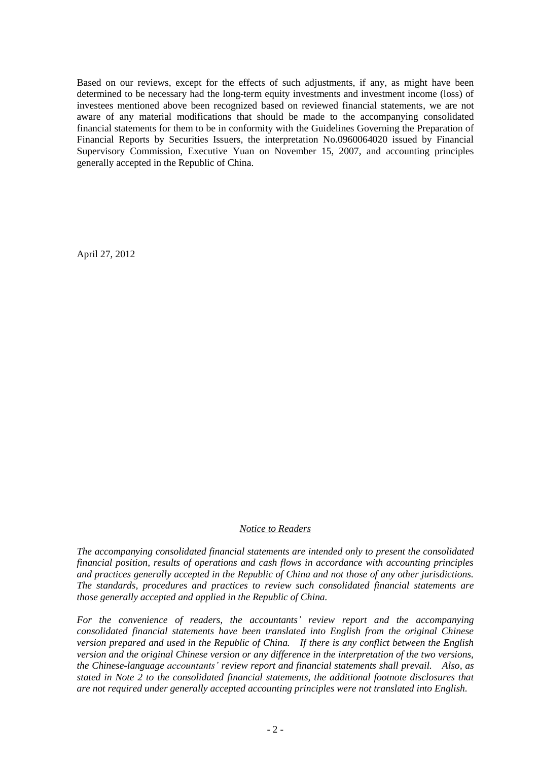Based on our reviews, except for the effects of such adjustments, if any, as might have been determined to be necessary had the long-term equity investments and investment income (loss) of investees mentioned above been recognized based on reviewed financial statements, we are not aware of any material modifications that should be made to the accompanying consolidated financial statements for them to be in conformity with the Guidelines Governing the Preparation of Financial Reports by Securities Issuers, the interpretation No.0960064020 issued by Financial Supervisory Commission, Executive Yuan on November 15, 2007, and accounting principles generally accepted in the Republic of China.

April 27, 2012

*Notice to Readers*

*The accompanying consolidated financial statements are intended only to present the consolidated financial position, results of operations and cash flows in accordance with accounting principles and practices generally accepted in the Republic of China and not those of any other jurisdictions. The standards, procedures and practices to review such consolidated financial statements are those generally accepted and applied in the Republic of China.*

*For the convenience of readers, the accountants' review report and the accompanying consolidated financial statements have been translated into English from the original Chinese version prepared and used in the Republic of China. If there is any conflict between the English version and the original Chinese version or any difference in the interpretation of the two versions, the Chinese-language accountants' review report and financial statements shall prevail. Also, as stated in Note 2 to the consolidated financial statements, the additional footnote disclosures that are not required under generally accepted accounting principles were not translated into English.*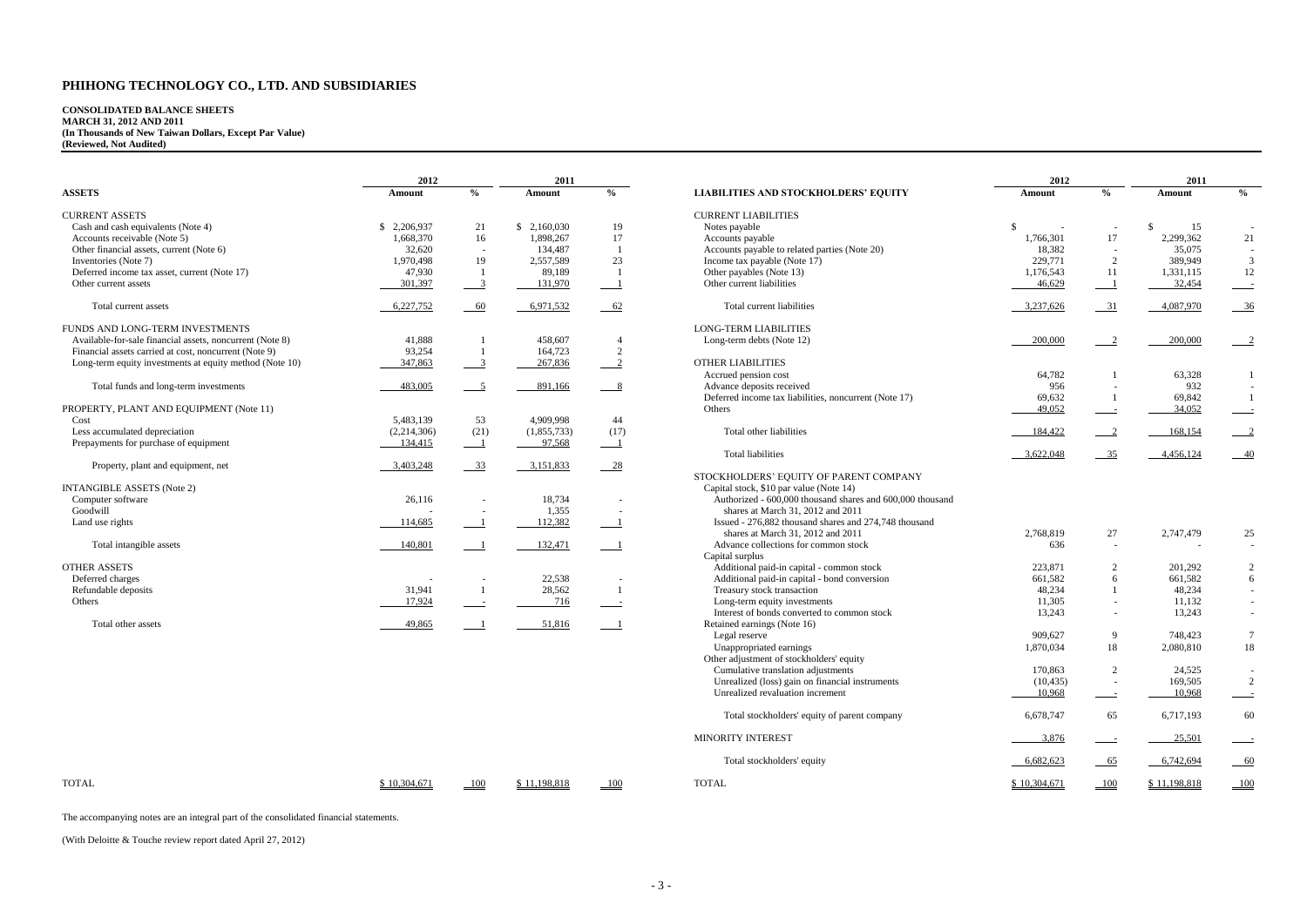# PHIHONG TECHNOLOGY CO., LTD. AND SUBSIDIARIES

**CONSOLIDATED BALANCE SHEETS**
**MARCH 31, 2012 AND 2011**
**(In Thousands of New Taiwan Dollars, Except Par Value)**
**(Reviewed, Not Audited)**

| ASSETS | 2012 Amount | % | 2011 Amount | % |
|---|---|---|---|---|
| CURRENT ASSETS | | | | |
| Cash and cash equivalents (Note 4) | $ 2,206,937 | 21 | $ 2,160,030 | 19 |
| Accounts receivable (Note 5) | 1,668,370 | 16 | 1,898,267 | 17 |
| Other financial assets, current (Note 6) | 32,620 | - | 134,487 | 1 |
| Inventories (Note 7) | 1,970,498 | 19 | 2,557,589 | 23 |
| Deferred income tax asset, current (Note 17) | 47,930 | 1 | 89,189 | 1 |
| Other current assets | 301,397 | 3 | 131,970 | 1 |
| Total current assets | 6,227,752 | 60 | 6,971,532 | 62 |
| FUNDS AND LONG-TERM INVESTMENTS | | | | |
| Available-for-sale financial assets, noncurrent (Note 8) | 41,888 | 1 | 458,607 | 4 |
| Financial assets carried at cost, noncurrent (Note 9) | 93,254 | 1 | 164,723 | 2 |
| Long-term equity investments at equity method (Note 10) | 347,863 | 3 | 267,836 | 2 |
| Total funds and long-term investments | 483,005 | 5 | 891,166 | 8 |
| PROPERTY, PLANT AND EQUIPMENT (Note 11) | | | | |
| Cost | 5,483,139 | 53 | 4,909,998 | 44 |
| Less accumulated depreciation | (2,214,306) | (21) | (1,855,733) | (17) |
| Prepayments for purchase of equipment | 134,415 | 1 | 97,568 | 1 |
| Property, plant and equipment, net | 3,403,248 | 33 | 3,151,833 | 28 |
| INTANGIBLE ASSETS (Note 2) | | | | |
| Computer software | 26,116 | - | 18,734 | - |
| Goodwill | - | - | 1,355 | - |
| Land use rights | 114,685 | 1 | 112,382 | 1 |
| Total intangible assets | 140,801 | 1 | 132,471 | 1 |
| OTHER ASSETS | | | | |
| Deferred charges | - | - | 22,538 | - |
| Refundable deposits | 31,941 | 1 | 28,562 | 1 |
| Others | 17,924 | - | 716 | - |
| Total other assets | 49,865 | 1 | 51,816 | 1 |
| TOTAL | $ 10,304,671 | 100 | $ 11,198,818 | 100 |

| LIABILITIES AND STOCKHOLDERS' EQUITY | 2012 Amount | % | 2011 Amount | % |
|---|---|---|---|---|
| CURRENT LIABILITIES | | | | |
| Notes payable | $ - | - | $ 15 | - |
| Accounts payable | 1,766,301 | 17 | 2,299,362 | 21 |
| Accounts payable to related parties (Note 20) | 18,382 | - | 35,075 | - |
| Income tax payable (Note 17) | 229,771 | 2 | 389,949 | 3 |
| Other payables (Note 13) | 1,176,543 | 11 | 1,331,115 | 12 |
| Other current liabilities | 46,629 | 1 | 32,454 | - |
| Total current liabilities | 3,237,626 | 31 | 4,087,970 | 36 |
| LONG-TERM LIABILITIES | | | | |
| Long-term debts (Note 12) | 200,000 | 2 | 200,000 | 2 |
| OTHER LIABILITIES | | | | |
| Accrued pension cost | 64,782 | 1 | 63,328 | 1 |
| Advance deposits received | 956 | - | 932 | - |
| Deferred income tax liabilities, noncurrent (Note 17) | 69,632 | 1 | 69,842 | 1 |
| Others | 49,052 | - | 34,052 | - |
| Total other liabilities | 184,422 | 2 | 168,154 | 2 |
| Total liabilities | 3,622,048 | 35 | 4,456,124 | 40 |
| STOCKHOLDERS' EQUITY OF PARENT COMPANY | | | | |
| Capital stock, $10 par value (Note 14) | | | | |
| Authorized - 600,000 thousand shares and 600,000 thousand shares at March 31, 2012 and 2011 | | | | |
| Issued - 276,882 thousand shares and 274,748 thousand shares at March 31, 2012 and 2011 | 2,768,819 | 27 | 2,747,479 | 25 |
| Advance collections for common stock | 636 | - | - | - |
| Capital surplus | | | | |
| Additional paid-in capital - common stock | 223,871 | 2 | 201,292 | 2 |
| Additional paid-in capital - bond conversion | 661,582 | 6 | 661,582 | 6 |
| Treasury stock transaction | 48,234 | 1 | 48,234 | - |
| Long-term equity investments | 11,305 | - | 11,132 | - |
| Interest of bonds converted to common stock | 13,243 | - | 13,243 | - |
| Retained earnings (Note 16) | | | | |
| Legal reserve | 909,627 | 9 | 748,423 | 7 |
| Unappropriated earnings | 1,870,034 | 18 | 2,080,810 | 18 |
| Other adjustment of stockholders' equity | | | | |
| Cumulative translation adjustments | 170,863 | 2 | 24,525 | - |
| Unrealized (loss) gain on financial instruments | (10,435) | - | 169,505 | 2 |
| Unrealized revaluation increment | 10,968 | - | 10,968 | - |
| Total stockholders' equity of parent company | 6,678,747 | 65 | 6,717,193 | 60 |
| MINORITY INTEREST | 3,876 | - | 25,501 | - |
| Total stockholders' equity | 6,682,623 | 65 | 6,742,694 | 60 |
| TOTAL | $ 10,304,671 | 100 | $ 11,198,818 | 100 |

The accompanying notes are an integral part of the consolidated financial statements.

(With Deloitte & Touche review report dated April 27, 2012)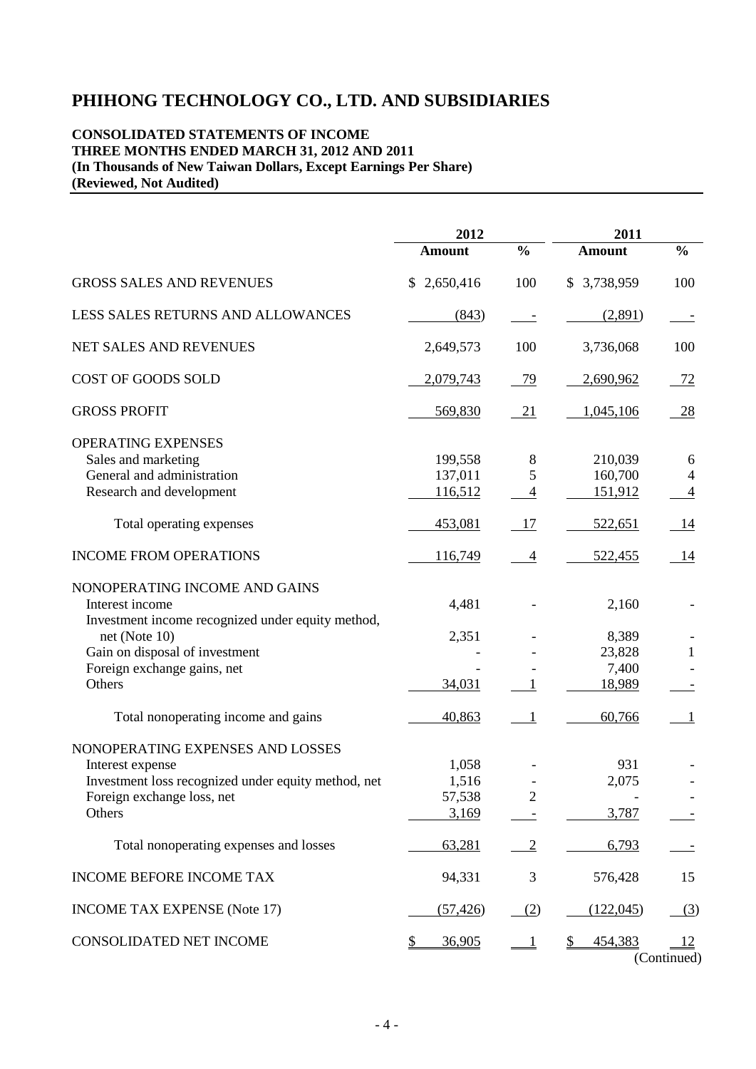# PHIHONG TECHNOLOGY CO., LTD. AND SUBSIDIARIES

**CONSOLIDATED STATEMENTS OF INCOME**
**THREE MONTHS ENDED MARCH 31, 2012 AND 2011**
**(In Thousands of New Taiwan Dollars, Except Earnings Per Share)**
**(Reviewed, Not Audited)**

| | 2012 | | 2011 | |
|---|---|---|---|---|
| | **Amount** | **%** | **Amount** | **%** |
| GROSS SALES AND REVENUES | $ 2,650,416 | 100 | $ 3,738,959 | 100 |
| LESS SALES RETURNS AND ALLOWANCES | (843) | - | (2,891) | - |
| NET SALES AND REVENUES | 2,649,573 | 100 | 3,736,068 | 100 |
| COST OF GOODS SOLD | 2,079,743 | 79 | 2,690,962 | 72 |
| GROSS PROFIT | 569,830 | 21 | 1,045,106 | 28 |
| OPERATING EXPENSES | | | | |
| Sales and marketing | 199,558 | 8 | 210,039 | 6 |
| General and administration | 137,011 | 5 | 160,700 | 4 |
| Research and development | 116,512 | 4 | 151,912 | 4 |
| Total operating expenses | 453,081 | 17 | 522,651 | 14 |
| INCOME FROM OPERATIONS | 116,749 | 4 | 522,455 | 14 |
| NONOPERATING INCOME AND GAINS | | | | |
| Interest income | 4,481 | - | 2,160 | - |
| Investment income recognized under equity method, net (Note 10) | 2,351 | - | 8,389 | - |
| Gain on disposal of investment | - | - | 23,828 | 1 |
| Foreign exchange gains, net | - | - | 7,400 | - |
| Others | 34,031 | 1 | 18,989 | - |
| Total nonoperating income and gains | 40,863 | 1 | 60,766 | 1 |
| NONOPERATING EXPENSES AND LOSSES | | | | |
| Interest expense | 1,058 | - | 931 | - |
| Investment loss recognized under equity method, net | 1,516 | - | 2,075 | - |
| Foreign exchange loss, net | 57,538 | 2 | - | - |
| Others | 3,169 | - | 3,787 | - |
| Total nonoperating expenses and losses | 63,281 | 2 | 6,793 | - |
| INCOME BEFORE INCOME TAX | 94,331 | 3 | 576,428 | 15 |
| INCOME TAX EXPENSE (Note 17) | (57,426) | (2) | (122,045) | (3) |
| CONSOLIDATED NET INCOME | $ 36,905 | 1 | $ 454,383 | 12 |

(Continued)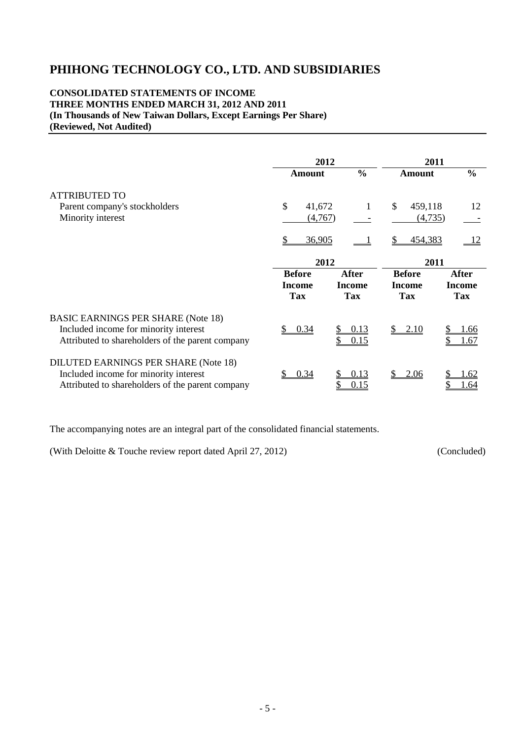# PHIHONG TECHNOLOGY CO., LTD. AND SUBSIDIARIES

**CONSOLIDATED STATEMENTS OF INCOME**
**THREE MONTHS ENDED MARCH 31, 2012 AND 2011**
**(In Thousands of New Taiwan Dollars, Except Earnings Per Share)**
**(Reviewed, Not Audited)**

| | 2012 | | 2011 | |
|---|---|---|---|---|
| | **Amount** | **%** | **Amount** | **%** |
| ATTRIBUTED TO | | | | |
| Parent company's stockholders | $ 41,672 | 1 | $ 459,118 | 12 |
| Minority interest | (4,767) | - | (4,735) | - |
| | $ 36,905 | 1 | $ 454,383 | 12 |

| | 2012 | | 2011 | |
|---|---|---|---|---|
| | **Before Income Tax** | **After Income Tax** | **Before Income Tax** | **After Income Tax** |
| BASIC EARNINGS PER SHARE (Note 18) | | | | |
| Included income for minority interest | $ 0.34 | $ 0.13 | $ 2.10 | $ 1.66 |
| Attributed to shareholders of the parent company | | $ 0.15 | | $ 1.67 |
| DILUTED EARNINGS PER SHARE (Note 18) | | | | |
| Included income for minority interest | $ 0.34 | $ 0.13 | $ 2.06 | $ 1.62 |
| Attributed to shareholders of the parent company | | $ 0.15 | | $ 1.64 |

The accompanying notes are an integral part of the consolidated financial statements.

(With Deloitte & Touche review report dated April 27, 2012) (Concluded)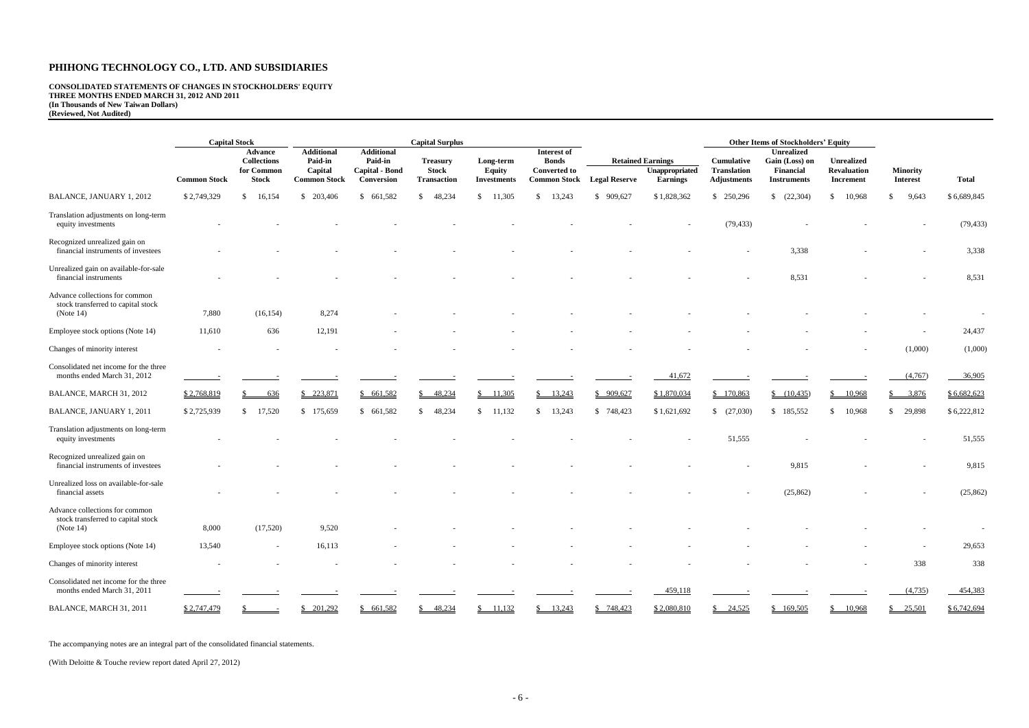# PHIHONG TECHNOLOGY CO., LTD. AND SUBSIDIARIES

**CONSOLIDATED STATEMENTS OF CHANGES IN STOCKHOLDERS' EQUITY**
**THREE MONTHS ENDED MARCH 31, 2012 AND 2011**
**(In Thousands of New Taiwan Dollars)**
**(Reviewed, Not Audited)**

| | Capital Stock | | Capital Surplus | | | | | Retained Earnings | | Other Items of Stockholders' Equity | | | | |
|---|---|---|---|---|---|---|---|---|---|---|---|---|---|---|
| | Common Stock | Advance Collections for Common Stock | Additional Paid-in Capital Common Stock | Additional Paid-in Capital - Bond Conversion | Treasury Stock Transaction | Long-term Equity Investments | Interest of Bonds Converted to Common Stock | Legal Reserve | Unappropriated Earnings | Cumulative Translation Adjustments | Unrealized Gain (Loss) on Financial Instruments | Unrealized Revaluation Increment | Minority Interest | Total |
| BALANCE, JANUARY 1, 2012 | $ 2,749,329 | $ 16,154 | $ 203,406 | $ 661,582 | $ 48,234 | $ 11,305 | $ 13,243 | $ 909,627 | $ 1,828,362 | $ 250,296 | $ (22,304) | $ 10,968 | $ 9,643 | $ 6,689,845 |
| Translation adjustments on long-term equity investments | - | - | - | - | - | - | - | - | - | (79,433) | - | - | - | (79,433) |
| Recognized unrealized gain on financial instruments of investees | - | - | - | - | - | - | - | - | - | - | 3,338 | - | - | 3,338 |
| Unrealized gain on available-for-sale financial instruments | - | - | - | - | - | - | - | - | - | - | 8,531 | - | - | 8,531 |
| Advance collections for common stock transferred to capital stock (Note 14) | 7,880 | (16,154) | 8,274 | - | - | - | - | - | - | - | - | - | - | - |
| Employee stock options (Note 14) | 11,610 | 636 | 12,191 | - | - | - | - | - | - | - | - | - | - | 24,437 |
| Changes of minority interest | - | - | - | - | - | - | - | - | - | - | - | - | (1,000) | (1,000) |
| Consolidated net income for the three months ended March 31, 2012 | - | - | - | - | - | - | - | - | 41,672 | - | - | - | (4,767) | 36,905 |
| BALANCE, MARCH 31, 2012 | $ 2,768,819 | $ 636 | $ 223,871 | $ 661,582 | $ 48,234 | $ 11,305 | $ 13,243 | $ 909,627 | $ 1,870,034 | $ 170,863 | $ (10,435) | $ 10,968 | $ 3,876 | $ 6,682,623 |
| BALANCE, JANUARY 1, 2011 | $ 2,725,939 | $ 17,520 | $ 175,659 | $ 661,582 | $ 48,234 | $ 11,132 | $ 13,243 | $ 748,423 | $ 1,621,692 | $ (27,030) | $ 185,552 | $ 10,968 | $ 29,898 | $ 6,222,812 |
| Translation adjustments on long-term equity investments | - | - | - | - | - | - | - | - | - | 51,555 | - | - | - | 51,555 |
| Recognized unrealized gain on financial instruments of investees | - | - | - | - | - | - | - | - | - | - | 9,815 | - | - | 9,815 |
| Unrealized loss on available-for-sale financial assets | - | - | - | - | - | - | - | - | - | - | (25,862) | - | - | (25,862) |
| Advance collections for common stock transferred to capital stock (Note 14) | 8,000 | (17,520) | 9,520 | - | - | - | - | - | - | - | - | - | - | - |
| Employee stock options (Note 14) | 13,540 | - | 16,113 | - | - | - | - | - | - | - | - | - | - | 29,653 |
| Changes of minority interest | - | - | - | - | - | - | - | - | - | - | - | - | 338 | 338 |
| Consolidated net income for the three months ended March 31, 2011 | - | - | - | - | - | - | - | - | 459,118 | - | - | - | (4,735) | 454,383 |
| BALANCE, MARCH 31, 2011 | $ 2,747,479 | $ - | $ 201,292 | $ 661,582 | $ 48,234 | $ 11,132 | $ 13,243 | $ 748,423 | $ 2,080,810 | $ 24,525 | $ 169,505 | $ 10,968 | $ 25,501 | $ 6,742,694 |

The accompanying notes are an integral part of the consolidated financial statements.

(With Deloitte & Touche review report dated April 27, 2012)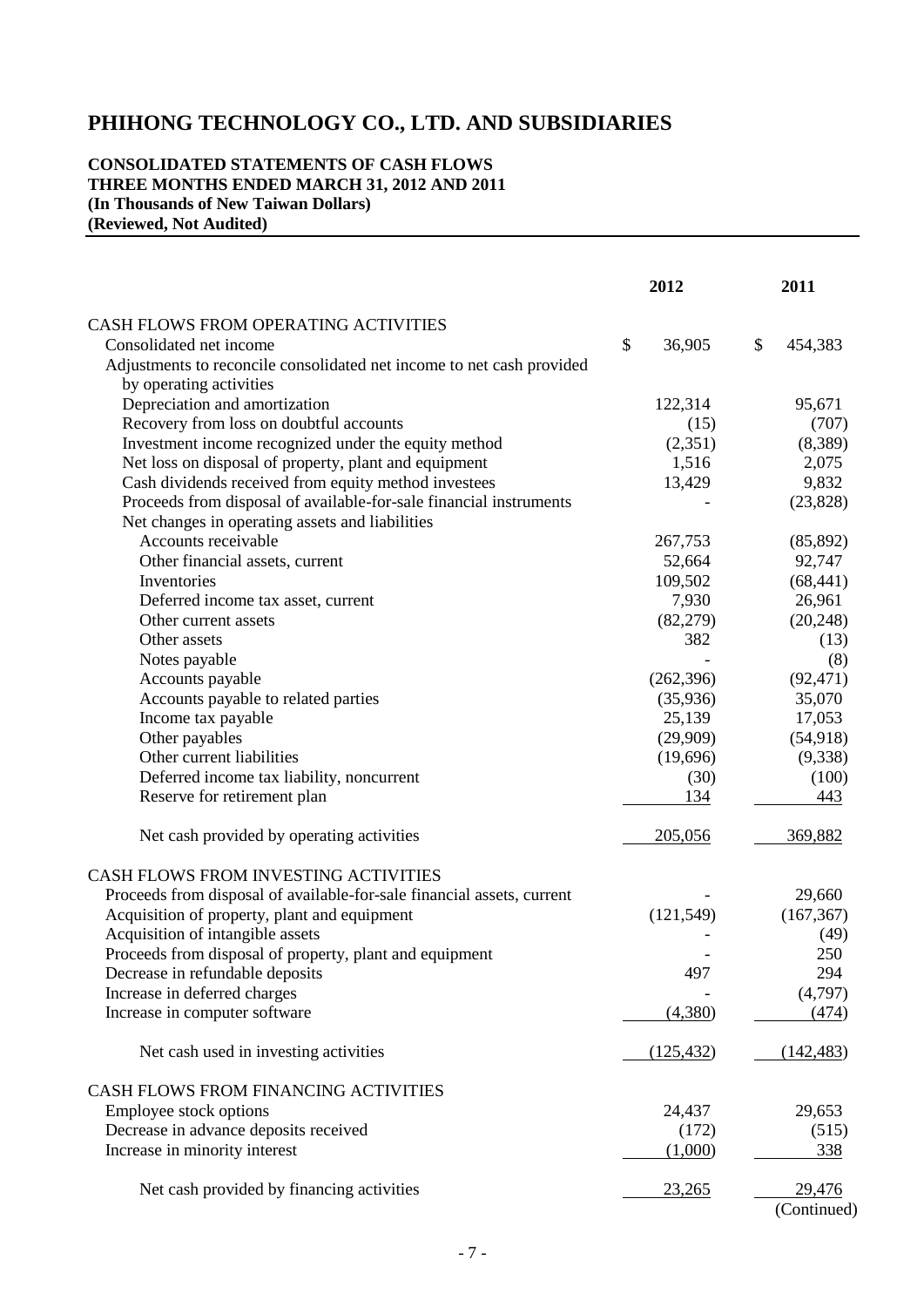# PHIHONG TECHNOLOGY CO., LTD. AND SUBSIDIARIES

**CONSOLIDATED STATEMENTS OF CASH FLOWS**
**THREE MONTHS ENDED MARCH 31, 2012 AND 2011**
**(In Thousands of New Taiwan Dollars)**
**(Reviewed, Not Audited)**

| | 2012 | 2011 |
|---|---|---|
| CASH FLOWS FROM OPERATING ACTIVITIES | | |
| Consolidated net income | $ 36,905 | $ 454,383 |
| Adjustments to reconcile consolidated net income to net cash provided by operating activities | | |
| Depreciation and amortization | 122,314 | 95,671 |
| Recovery from loss on doubtful accounts | (15) | (707) |
| Investment income recognized under the equity method | (2,351) | (8,389) |
| Net loss on disposal of property, plant and equipment | 1,516 | 2,075 |
| Cash dividends received from equity method investees | 13,429 | 9,832 |
| Proceeds from disposal of available-for-sale financial instruments | - | (23,828) |
| Net changes in operating assets and liabilities | | |
| Accounts receivable | 267,753 | (85,892) |
| Other financial assets, current | 52,664 | 92,747 |
| Inventories | 109,502 | (68,441) |
| Deferred income tax asset, current | 7,930 | 26,961 |
| Other current assets | (82,279) | (20,248) |
| Other assets | 382 | (13) |
| Notes payable | - | (8) |
| Accounts payable | (262,396) | (92,471) |
| Accounts payable to related parties | (35,936) | 35,070 |
| Income tax payable | 25,139 | 17,053 |
| Other payables | (29,909) | (54,918) |
| Other current liabilities | (19,696) | (9,338) |
| Deferred income tax liability, noncurrent | (30) | (100) |
| Reserve for retirement plan | 134 | 443 |
| Net cash provided by operating activities | 205,056 | 369,882 |
| CASH FLOWS FROM INVESTING ACTIVITIES | | |
| Proceeds from disposal of available-for-sale financial assets, current | - | 29,660 |
| Acquisition of property, plant and equipment | (121,549) | (167,367) |
| Acquisition of intangible assets | - | (49) |
| Proceeds from disposal of property, plant and equipment | - | 250 |
| Decrease in refundable deposits | 497 | 294 |
| Increase in deferred charges | - | (4,797) |
| Increase in computer software | (4,380) | (474) |
| Net cash used in investing activities | (125,432) | (142,483) |
| CASH FLOWS FROM FINANCING ACTIVITIES | | |
| Employee stock options | 24,437 | 29,653 |
| Decrease in advance deposits received | (172) | (515) |
| Increase in minority interest | (1,000) | 338 |
| Net cash provided by financing activities | 23,265 | 29,476 |

(Continued)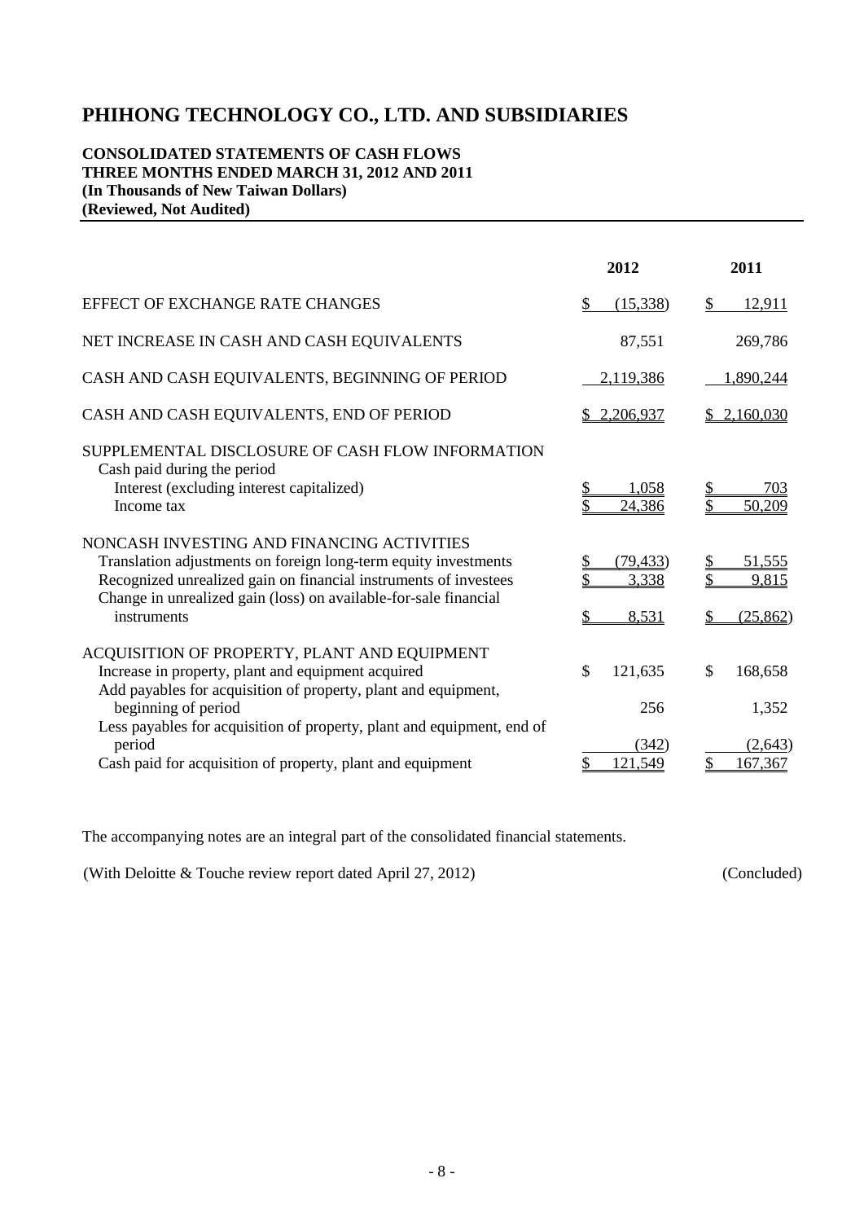# PHIHONG TECHNOLOGY CO., LTD. AND SUBSIDIARIES

**CONSOLIDATED STATEMENTS OF CASH FLOWS**
**THREE MONTHS ENDED MARCH 31, 2012 AND 2011**
**(In Thousands of New Taiwan Dollars)**
**(Reviewed, Not Audited)**

| | 2012 | 2011 |
|---|---|---|
| EFFECT OF EXCHANGE RATE CHANGES | $ (15,338) | $ 12,911 |
| NET INCREASE IN CASH AND CASH EQUIVALENTS | 87,551 | 269,786 |
| CASH AND CASH EQUIVALENTS, BEGINNING OF PERIOD | 2,119,386 | 1,890,244 |
| CASH AND CASH EQUIVALENTS, END OF PERIOD | $ 2,206,937 | $ 2,160,030 |
| SUPPLEMENTAL DISCLOSURE OF CASH FLOW INFORMATION | | |
| Cash paid during the period | | |
| Interest (excluding interest capitalized) | $ 1,058 | $ 703 |
| Income tax | $ 24,386 | $ 50,209 |
| NONCASH INVESTING AND FINANCING ACTIVITIES | | |
| Translation adjustments on foreign long-term equity investments | $ (79,433) | $ 51,555 |
| Recognized unrealized gain on financial instruments of investees | $ 3,338 | $ 9,815 |
| Change in unrealized gain (loss) on available-for-sale financial instruments | $ 8,531 | $ (25,862) |
| ACQUISITION OF PROPERTY, PLANT AND EQUIPMENT | | |
| Increase in property, plant and equipment acquired | $ 121,635 | $ 168,658 |
| Add payables for acquisition of property, plant and equipment, beginning of period | 256 | 1,352 |
| Less payables for acquisition of property, plant and equipment, end of period | (342) | (2,643) |
| Cash paid for acquisition of property, plant and equipment | $ 121,549 | $ 167,367 |

The accompanying notes are an integral part of the consolidated financial statements.

(With Deloitte & Touche review report dated April 27, 2012) (Concluded)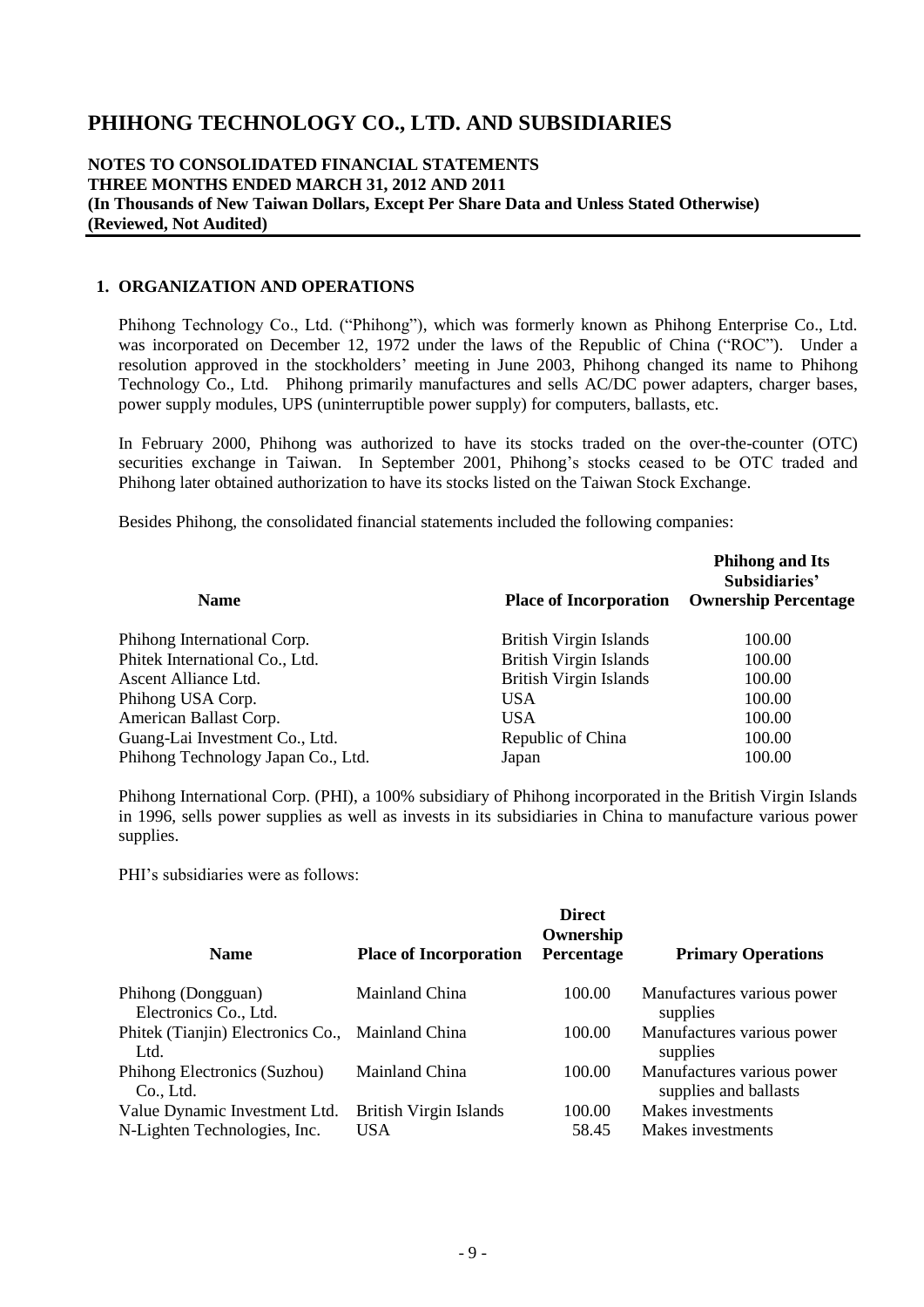# PHIHONG TECHNOLOGY CO., LTD. AND SUBSIDIARIES

**NOTES TO CONSOLIDATED FINANCIAL STATEMENTS**
**THREE MONTHS ENDED MARCH 31, 2012 AND 2011**
**(In Thousands of New Taiwan Dollars, Except Per Share Data and Unless Stated Otherwise)**
**(Reviewed, Not Audited)**

## 1. ORGANIZATION AND OPERATIONS

Phihong Technology Co., Ltd. ("Phihong"), which was formerly known as Phihong Enterprise Co., Ltd. was incorporated on December 12, 1972 under the laws of the Republic of China ("ROC"). Under a resolution approved in the stockholders' meeting in June 2003, Phihong changed its name to Phihong Technology Co., Ltd. Phihong primarily manufactures and sells AC/DC power adapters, charger bases, power supply modules, UPS (uninterruptible power supply) for computers, ballasts, etc.

In February 2000, Phihong was authorized to have its stocks traded on the over-the-counter (OTC) securities exchange in Taiwan. In September 2001, Phihong's stocks ceased to be OTC traded and Phihong later obtained authorization to have its stocks listed on the Taiwan Stock Exchange.

Besides Phihong, the consolidated financial statements included the following companies:

| Name | Place of Incorporation | Phihong and Its Subsidiaries' Ownership Percentage |
|---|---|---|
| Phihong International Corp. | British Virgin Islands | 100.00 |
| Phitek International Co., Ltd. | British Virgin Islands | 100.00 |
| Ascent Alliance Ltd. | British Virgin Islands | 100.00 |
| Phihong USA Corp. | USA | 100.00 |
| American Ballast Corp. | USA | 100.00 |
| Guang-Lai Investment Co., Ltd. | Republic of China | 100.00 |
| Phihong Technology Japan Co., Ltd. | Japan | 100.00 |

Phihong International Corp. (PHI), a 100% subsidiary of Phihong incorporated in the British Virgin Islands in 1996, sells power supplies as well as invests in its subsidiaries in China to manufacture various power supplies.

PHI's subsidiaries were as follows:

| Name | Place of Incorporation | Direct Ownership Percentage | Primary Operations |
|---|---|---|---|
| Phihong (Dongguan) Electronics Co., Ltd. | Mainland China | 100.00 | Manufactures various power supplies |
| Phitek (Tianjin) Electronics Co., Ltd. | Mainland China | 100.00 | Manufactures various power supplies |
| Phihong Electronics (Suzhou) Co., Ltd. | Mainland China | 100.00 | Manufactures various power supplies and ballasts |
| Value Dynamic Investment Ltd. | British Virgin Islands | 100.00 | Makes investments |
| N-Lighten Technologies, Inc. | USA | 58.45 | Makes investments |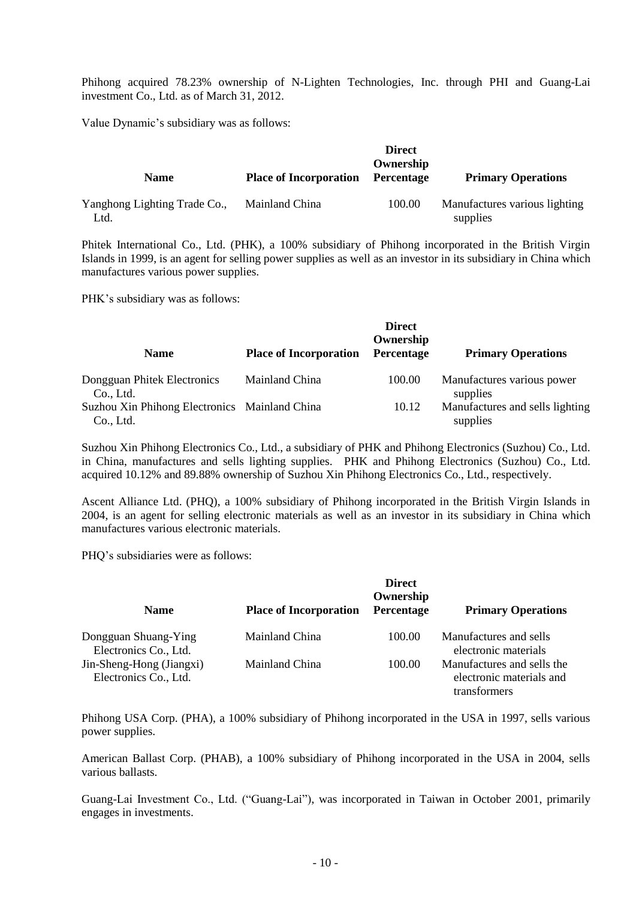Phihong acquired 78.23% ownership of N-Lighten Technologies, Inc. through PHI and Guang-Lai investment Co., Ltd. as of March 31, 2012.

Value Dynamic's subsidiary was as follows:

| Name | Place of Incorporation | Direct Ownership Percentage | Primary Operations |
|---|---|---|---|
| Yanghong Lighting Trade Co., Ltd. | Mainland China | 100.00 | Manufactures various lighting supplies |

Phitek International Co., Ltd. (PHK), a 100% subsidiary of Phihong incorporated in the British Virgin Islands in 1999, is an agent for selling power supplies as well as an investor in its subsidiary in China which manufactures various power supplies.

PHK's subsidiary was as follows:

| Name | Place of Incorporation | Direct Ownership Percentage | Primary Operations |
|---|---|---|---|
| Dongguan Phitek Electronics Co., Ltd. | Mainland China | 100.00 | Manufactures various power supplies |
| Suzhou Xin Phihong Electronics Co., Ltd. | Mainland China | 10.12 | Manufactures and sells lighting supplies |

Suzhou Xin Phihong Electronics Co., Ltd., a subsidiary of PHK and Phihong Electronics (Suzhou) Co., Ltd. in China, manufactures and sells lighting supplies. PHK and Phihong Electronics (Suzhou) Co., Ltd. acquired 10.12% and 89.88% ownership of Suzhou Xin Phihong Electronics Co., Ltd., respectively.

Ascent Alliance Ltd. (PHQ), a 100% subsidiary of Phihong incorporated in the British Virgin Islands in 2004, is an agent for selling electronic materials as well as an investor in its subsidiary in China which manufactures various electronic materials.

PHQ's subsidiaries were as follows:

| Name | Place of Incorporation | Direct Ownership Percentage | Primary Operations |
|---|---|---|---|
| Dongguan Shuang-Ying Electronics Co., Ltd. | Mainland China | 100.00 | Manufactures and sells electronic materials |
| Jin-Sheng-Hong (Jiangxi) Electronics Co., Ltd. | Mainland China | 100.00 | Manufactures and sells the electronic materials and transformers |

Phihong USA Corp. (PHA), a 100% subsidiary of Phihong incorporated in the USA in 1997, sells various power supplies.

American Ballast Corp. (PHAB), a 100% subsidiary of Phihong incorporated in the USA in 2004, sells various ballasts.

Guang-Lai Investment Co., Ltd. ("Guang-Lai"), was incorporated in Taiwan in October 2001, primarily engages in investments.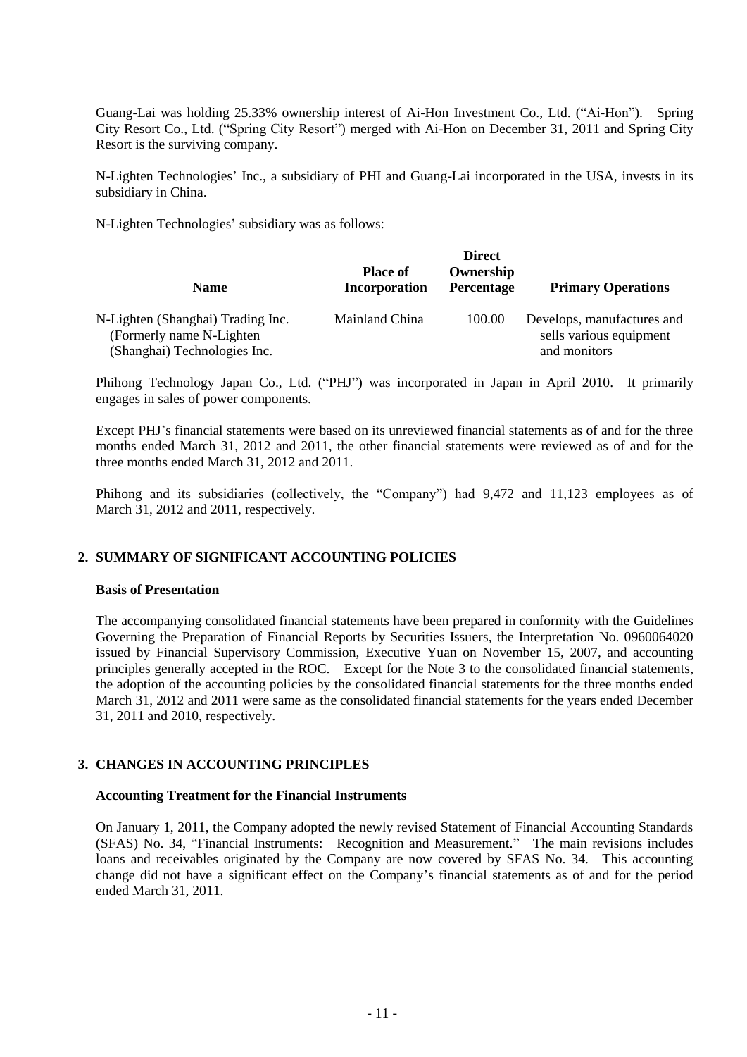Guang-Lai was holding 25.33% ownership interest of Ai-Hon Investment Co., Ltd. ("Ai-Hon"). Spring City Resort Co., Ltd. ("Spring City Resort") merged with Ai-Hon on December 31, 2011 and Spring City Resort is the surviving company.

N-Lighten Technologies' Inc., a subsidiary of PHI and Guang-Lai incorporated in the USA, invests in its subsidiary in China.

N-Lighten Technologies' subsidiary was as follows:

| Name | Place of Incorporation | Direct Ownership Percentage | Primary Operations |
|---|---|---|---|
| N-Lighten (Shanghai) Trading Inc. (Formerly name N-Lighten (Shanghai) Technologies Inc. | Mainland China | 100.00 | Develops, manufactures and sells various equipment and monitors |

Phihong Technology Japan Co., Ltd. ("PHJ") was incorporated in Japan in April 2010. It primarily engages in sales of power components.

Except PHJ's financial statements were based on its unreviewed financial statements as of and for the three months ended March 31, 2012 and 2011, the other financial statements were reviewed as of and for the three months ended March 31, 2012 and 2011.

Phihong and its subsidiaries (collectively, the "Company") had 9,472 and 11,123 employees as of March 31, 2012 and 2011, respectively.

## 2. SUMMARY OF SIGNIFICANT ACCOUNTING POLICIES

### Basis of Presentation

The accompanying consolidated financial statements have been prepared in conformity with the Guidelines Governing the Preparation of Financial Reports by Securities Issuers, the Interpretation No. 0960064020 issued by Financial Supervisory Commission, Executive Yuan on November 15, 2007, and accounting principles generally accepted in the ROC. Except for the Note 3 to the consolidated financial statements, the adoption of the accounting policies by the consolidated financial statements for the three months ended March 31, 2012 and 2011 were same as the consolidated financial statements for the years ended December 31, 2011 and 2010, respectively.

## 3. CHANGES IN ACCOUNTING PRINCIPLES

### Accounting Treatment for the Financial Instruments

On January 1, 2011, the Company adopted the newly revised Statement of Financial Accounting Standards (SFAS) No. 34, "Financial Instruments: Recognition and Measurement." The main revisions includes loans and receivables originated by the Company are now covered by SFAS No. 34. This accounting change did not have a significant effect on the Company's financial statements as of and for the period ended March 31, 2011.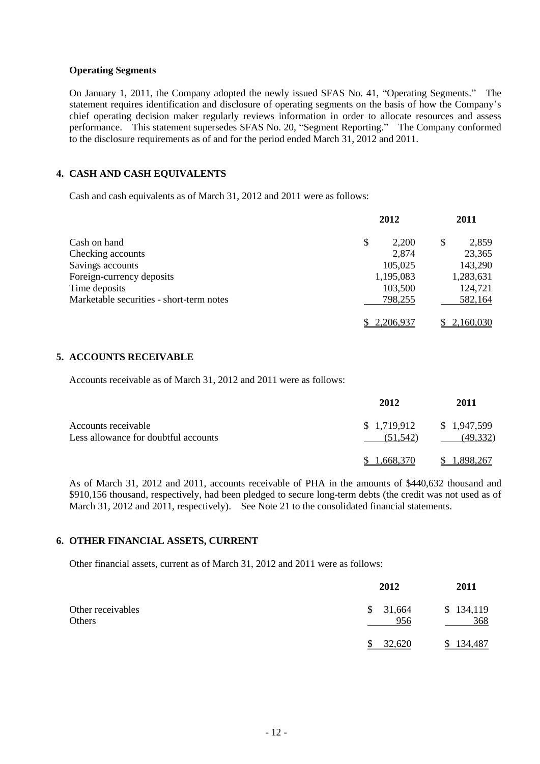**Operating Segments**

On January 1, 2011, the Company adopted the newly issued SFAS No. 41, "Operating Segments." The statement requires identification and disclosure of operating segments on the basis of how the Company's chief operating decision maker regularly reviews information in order to allocate resources and assess performance. This statement supersedes SFAS No. 20, "Segment Reporting." The Company conformed to the disclosure requirements as of and for the period ended March 31, 2012 and 2011.

## 4. CASH AND CASH EQUIVALENTS

Cash and cash equivalents as of March 31, 2012 and 2011 were as follows:

| | 2012 | 2011 |
|---|---|---|
| Cash on hand | $ 2,200 | $ 2,859 |
| Checking accounts | 2,874 | 23,365 |
| Savings accounts | 105,025 | 143,290 |
| Foreign-currency deposits | 1,195,083 | 1,283,631 |
| Time deposits | 103,500 | 124,721 |
| Marketable securities - short-term notes | 798,255 | 582,164 |
| | $ 2,206,937 | $ 2,160,030 |

## 5. ACCOUNTS RECEIVABLE

Accounts receivable as of March 31, 2012 and 2011 were as follows:

| | 2012 | 2011 |
|---|---|---|
| Accounts receivable | $ 1,719,912 | $ 1,947,599 |
| Less allowance for doubtful accounts | (51,542) | (49,332) |
| | $ 1,668,370 | $ 1,898,267 |

As of March 31, 2012 and 2011, accounts receivable of PHA in the amounts of $440,632 thousand and $910,156 thousand, respectively, had been pledged to secure long-term debts (the credit was not used as of March 31, 2012 and 2011, respectively). See Note 21 to the consolidated financial statements.

## 6. OTHER FINANCIAL ASSETS, CURRENT

Other financial assets, current as of March 31, 2012 and 2011 were as follows:

| | 2012 | 2011 |
|---|---|---|
| Other receivables | $ 31,664 | $ 134,119 |
| Others | 956 | 368 |
| | $ 32,620 | $ 134,487 |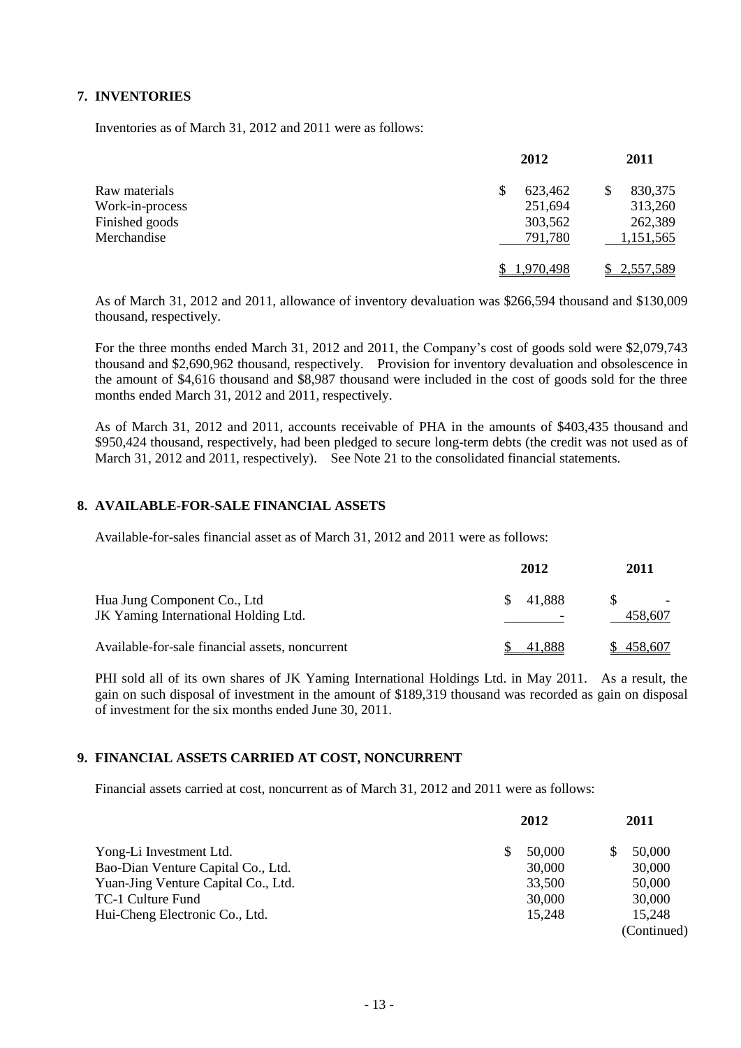## 7. INVENTORIES

Inventories as of March 31, 2012 and 2011 were as follows:

| | 2012 | 2011 |
|---|---|---|
| Raw materials | $ 623,462 | $ 830,375 |
| Work-in-process | 251,694 | 313,260 |
| Finished goods | 303,562 | 262,389 |
| Merchandise | 791,780 | 1,151,565 |
| | $ 1,970,498 | $ 2,557,589 |

As of March 31, 2012 and 2011, allowance of inventory devaluation was $266,594 thousand and $130,009 thousand, respectively.

For the three months ended March 31, 2012 and 2011, the Company's cost of goods sold were $2,079,743 thousand and $2,690,962 thousand, respectively. Provision for inventory devaluation and obsolescence in the amount of $4,616 thousand and $8,987 thousand were included in the cost of goods sold for the three months ended March 31, 2012 and 2011, respectively.

As of March 31, 2012 and 2011, accounts receivable of PHA in the amounts of $403,435 thousand and $950,424 thousand, respectively, had been pledged to secure long-term debts (the credit was not used as of March 31, 2012 and 2011, respectively). See Note 21 to the consolidated financial statements.

## 8. AVAILABLE-FOR-SALE FINANCIAL ASSETS

Available-for-sales financial asset as of March 31, 2012 and 2011 were as follows:

| | 2012 | 2011 |
|---|---|---|
| Hua Jung Component Co., Ltd | $ 41,888 | $ - |
| JK Yaming International Holding Ltd. | - | 458,607 |
| Available-for-sale financial assets, noncurrent | $ 41,888 | $ 458,607 |

PHI sold all of its own shares of JK Yaming International Holdings Ltd. in May 2011. As a result, the gain on such disposal of investment in the amount of $189,319 thousand was recorded as gain on disposal of investment for the six months ended June 30, 2011.

## 9. FINANCIAL ASSETS CARRIED AT COST, NONCURRENT

Financial assets carried at cost, noncurrent as of March 31, 2012 and 2011 were as follows:

| | 2012 | 2011 |
|---|---|---|
| Yong-Li Investment Ltd. | $ 50,000 | $ 50,000 |
| Bao-Dian Venture Capital Co., Ltd. | 30,000 | 30,000 |
| Yuan-Jing Venture Capital Co., Ltd. | 33,500 | 50,000 |
| TC-1 Culture Fund | 30,000 | 30,000 |
| Hui-Cheng Electronic Co., Ltd. | 15,248 | 15,248 |
| | | (Continued) |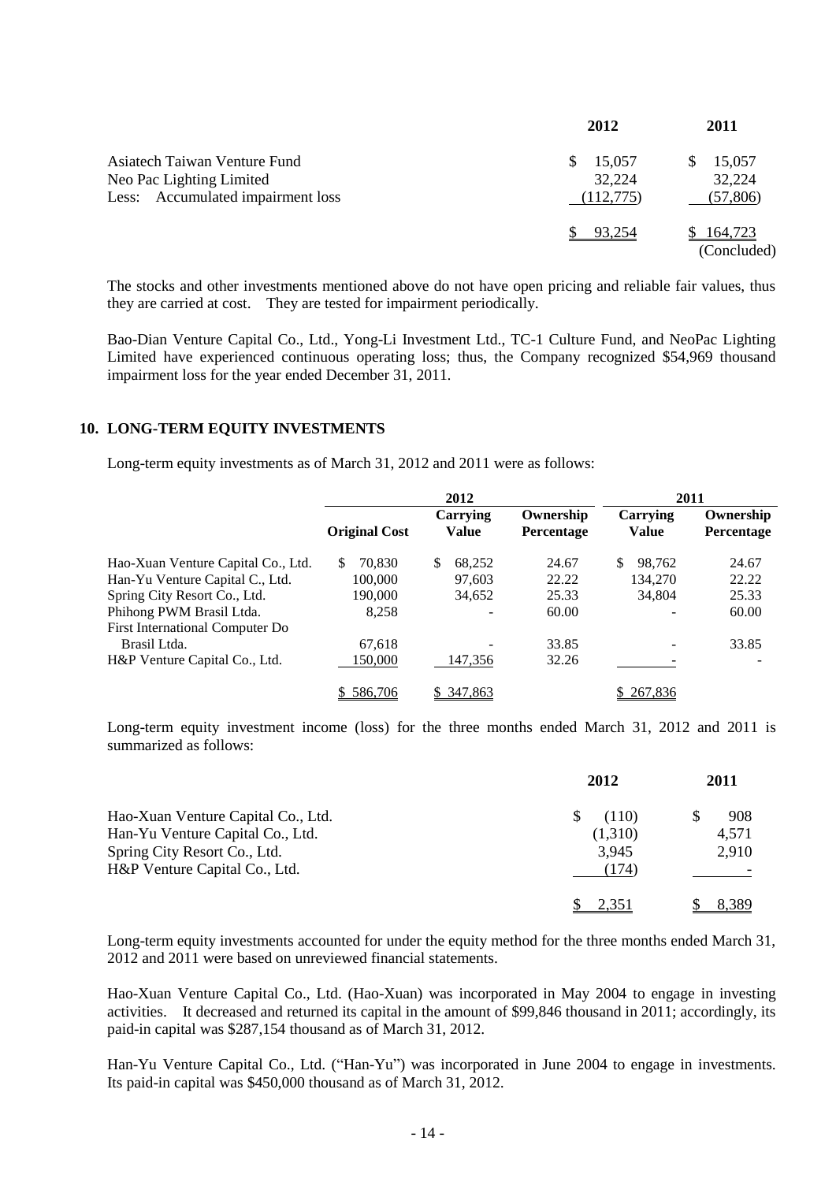| | 2012 | 2011 |
|---|---|---|
| Asiatech Taiwan Venture Fund | $ 15,057 | $ 15,057 |
| Neo Pac Lighting Limited | 32,224 | 32,224 |
| Less: Accumulated impairment loss | (112,775) | (57,806) |
| | $ 93,254 | $ 164,723 |
| | | (Concluded) |

The stocks and other investments mentioned above do not have open pricing and reliable fair values, thus they are carried at cost. They are tested for impairment periodically.

Bao-Dian Venture Capital Co., Ltd., Yong-Li Investment Ltd., TC-1 Culture Fund, and NeoPac Lighting Limited have experienced continuous operating loss; thus, the Company recognized $54,969 thousand impairment loss for the year ended December 31, 2011.

## 10. LONG-TERM EQUITY INVESTMENTS

Long-term equity investments as of March 31, 2012 and 2011 were as follows:

| | 2012 | | | 2011 | |
|---|---|---|---|---|---|
| | Original Cost | Carrying Value | Ownership Percentage | Carrying Value | Ownership Percentage |
| Hao-Xuan Venture Capital Co., Ltd. | $ 70,830 | $ 68,252 | 24.67 | $ 98,762 | 24.67 |
| Han-Yu Venture Capital C., Ltd. | 100,000 | 97,603 | 22.22 | 134,270 | 22.22 |
| Spring City Resort Co., Ltd. | 190,000 | 34,652 | 25.33 | 34,804 | 25.33 |
| Phihong PWM Brasil Ltda. | 8,258 | - | 60.00 | - | 60.00 |
| First International Computer Do Brasil Ltda. | 67,618 | - | 33.85 | - | 33.85 |
| H&P Venture Capital Co., Ltd. | 150,000 | 147,356 | 32.26 | - | - |
| | $ 586,706 | $ 347,863 | | $ 267,836 | |

Long-term equity investment income (loss) for the three months ended March 31, 2012 and 2011 is summarized as follows:

| | 2012 | 2011 |
|---|---|---|
| Hao-Xuan Venture Capital Co., Ltd. | $ (110) | $ 908 |
| Han-Yu Venture Capital Co., Ltd. | (1,310) | 4,571 |
| Spring City Resort Co., Ltd. | 3,945 | 2,910 |
| H&P Venture Capital Co., Ltd. | (174) | - |
| | $ 2,351 | $ 8,389 |

Long-term equity investments accounted for under the equity method for the three months ended March 31, 2012 and 2011 were based on unreviewed financial statements.

Hao-Xuan Venture Capital Co., Ltd. (Hao-Xuan) was incorporated in May 2004 to engage in investing activities. It decreased and returned its capital in the amount of $99,846 thousand in 2011; accordingly, its paid-in capital was $287,154 thousand as of March 31, 2012.

Han-Yu Venture Capital Co., Ltd. ("Han-Yu") was incorporated in June 2004 to engage in investments. Its paid-in capital was $450,000 thousand as of March 31, 2012.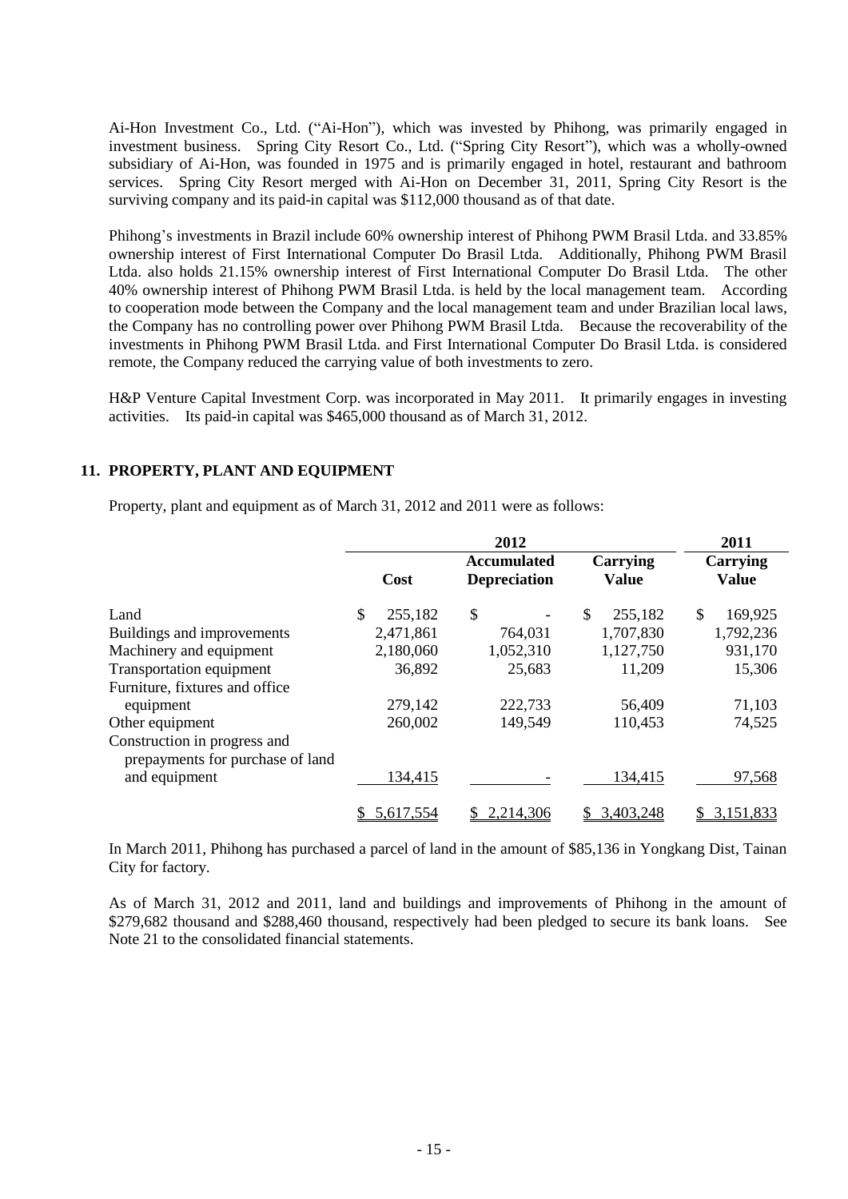Ai-Hon Investment Co., Ltd. ("Ai-Hon"), which was invested by Phihong, was primarily engaged in investment business. Spring City Resort Co., Ltd. ("Spring City Resort"), which was a wholly-owned subsidiary of Ai-Hon, was founded in 1975 and is primarily engaged in hotel, restaurant and bathroom services. Spring City Resort merged with Ai-Hon on December 31, 2011, Spring City Resort is the surviving company and its paid-in capital was $112,000 thousand as of that date.

Phihong's investments in Brazil include 60% ownership interest of Phihong PWM Brasil Ltda. and 33.85% ownership interest of First International Computer Do Brasil Ltda. Additionally, Phihong PWM Brasil Ltda. also holds 21.15% ownership interest of First International Computer Do Brasil Ltda. The other 40% ownership interest of Phihong PWM Brasil Ltda. is held by the local management team. According to cooperation mode between the Company and the local management team and under Brazilian local laws, the Company has no controlling power over Phihong PWM Brasil Ltda. Because the recoverability of the investments in Phihong PWM Brasil Ltda. and First International Computer Do Brasil Ltda. is considered remote, the Company reduced the carrying value of both investments to zero.

H&P Venture Capital Investment Corp. was incorporated in May 2011. It primarily engages in investing activities. Its paid-in capital was $465,000 thousand as of March 31, 2012.

## 11. PROPERTY, PLANT AND EQUIPMENT

Property, plant and equipment as of March 31, 2012 and 2011 were as follows:

| | 2012 | | | 2011 |
|---|---|---|---|---|
| | Cost | Accumulated Depreciation | Carrying Value | Carrying Value |
| Land | $ 255,182 | $ - | $ 255,182 | $ 169,925 |
| Buildings and improvements | 2,471,861 | 764,031 | 1,707,830 | 1,792,236 |
| Machinery and equipment | 2,180,060 | 1,052,310 | 1,127,750 | 931,170 |
| Transportation equipment | 36,892 | 25,683 | 11,209 | 15,306 |
| Furniture, fixtures and office equipment | 279,142 | 222,733 | 56,409 | 71,103 |
| Other equipment | 260,002 | 149,549 | 110,453 | 74,525 |
| Construction in progress and prepayments for purchase of land and equipment | 134,415 | - | 134,415 | 97,568 |
| | $ 5,617,554 | $ 2,214,306 | $ 3,403,248 | $ 3,151,833 |

In March 2011, Phihong has purchased a parcel of land in the amount of $85,136 in Yongkang Dist, Tainan City for factory.

As of March 31, 2012 and 2011, land and buildings and improvements of Phihong in the amount of $279,682 thousand and $288,460 thousand, respectively had been pledged to secure its bank loans. See Note 21 to the consolidated financial statements.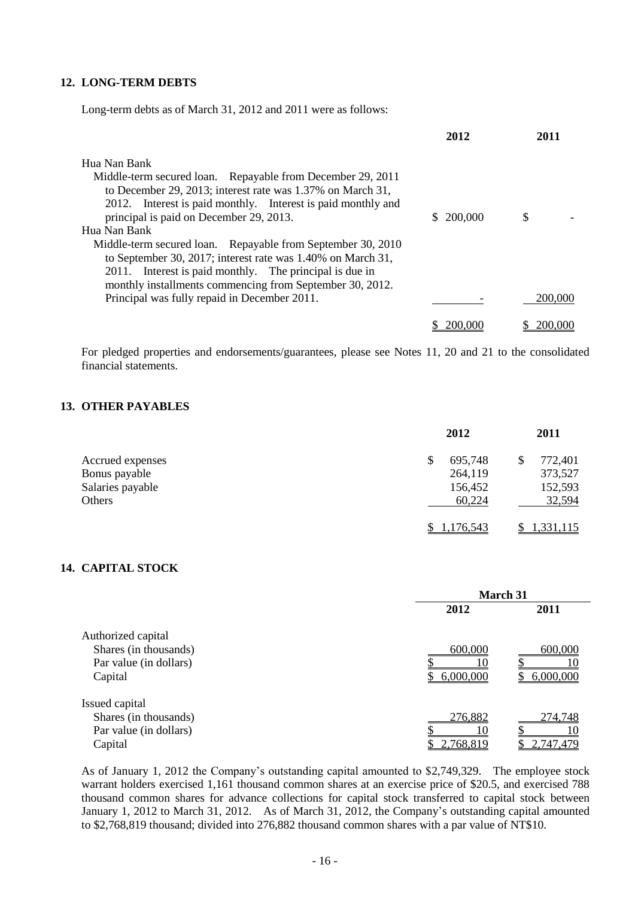## 12. LONG-TERM DEBTS

Long-term debts as of March 31, 2012 and 2011 were as follows:

| | 2012 | 2011 |
|---|---|---|
| Hua Nan Bank | | |
| Middle-term secured loan. Repayable from December 29, 2011 to December 29, 2013; interest rate was 1.37% on March 31, 2012. Interest is paid monthly. Interest is paid monthly and principal is paid on December 29, 2013. | $ 200,000 | $ - |
| Hua Nan Bank | | |
| Middle-term secured loan. Repayable from September 30, 2010 to September 30, 2017; interest rate was 1.40% on March 31, 2011. Interest is paid monthly. The principal is due in monthly installments commencing from September 30, 2012. Principal was fully repaid in December 2011. | - | 200,000 |
| | $ 200,000 | $ 200,000 |

For pledged properties and endorsements/guarantees, please see Notes 11, 20 and 21 to the consolidated financial statements.

## 13. OTHER PAYABLES

| | 2012 | 2011 |
|---|---|---|
| Accrued expenses | $ 695,748 | $ 772,401 |
| Bonus payable | 264,119 | 373,527 |
| Salaries payable | 156,452 | 152,593 |
| Others | 60,224 | 32,594 |
| | $ 1,176,543 | $ 1,331,115 |

## 14. CAPITAL STOCK

| | March 31 | |
|---|---|---|
| | 2012 | 2011 |
| Authorized capital | | |
| Shares (in thousands) | 600,000 | 600,000 |
| Par value (in dollars) | $ 10 | $ 10 |
| Capital | $ 6,000,000 | $ 6,000,000 |
| Issued capital | | |
| Shares (in thousands) | 276,882 | 274,748 |
| Par value (in dollars) | $ 10 | $ 10 |
| Capital | $ 2,768,819 | $ 2,747,479 |

As of January 1, 2012 the Company's outstanding capital amounted to $2,749,329. The employee stock warrant holders exercised 1,161 thousand common shares at an exercise price of $20.5, and exercised 788 thousand common shares for advance collections for capital stock transferred to capital stock between January 1, 2012 to March 31, 2012. As of March 31, 2012, the Company's outstanding capital amounted to $2,768,819 thousand; divided into 276,882 thousand common shares with a par value of NT$10.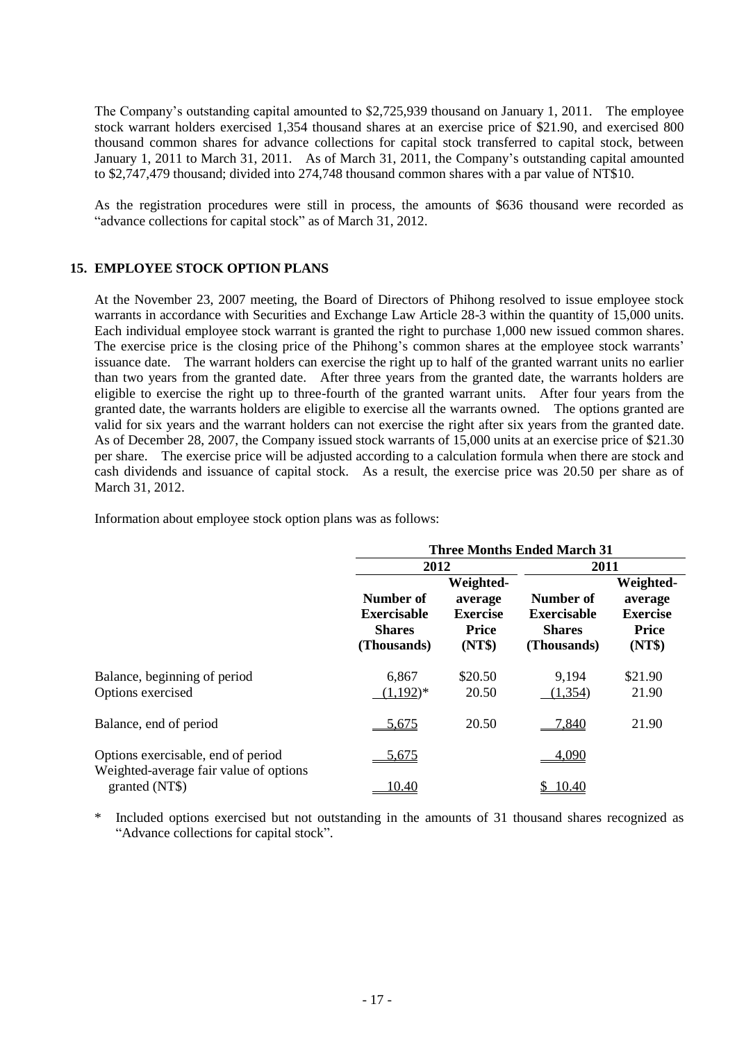The Company's outstanding capital amounted to $2,725,939 thousand on January 1, 2011. The employee stock warrant holders exercised 1,354 thousand shares at an exercise price of $21.90, and exercised 800 thousand common shares for advance collections for capital stock transferred to capital stock, between January 1, 2011 to March 31, 2011. As of March 31, 2011, the Company's outstanding capital amounted to $2,747,479 thousand; divided into 274,748 thousand common shares with a par value of NT$10.

As the registration procedures were still in process, the amounts of $636 thousand were recorded as "advance collections for capital stock" as of March 31, 2012.

## 15. EMPLOYEE STOCK OPTION PLANS

At the November 23, 2007 meeting, the Board of Directors of Phihong resolved to issue employee stock warrants in accordance with Securities and Exchange Law Article 28-3 within the quantity of 15,000 units. Each individual employee stock warrant is granted the right to purchase 1,000 new issued common shares. The exercise price is the closing price of the Phihong's common shares at the employee stock warrants' issuance date. The warrant holders can exercise the right up to half of the granted warrant units no earlier than two years from the granted date. After three years from the granted date, the warrants holders are eligible to exercise the right up to three-fourth of the granted warrant units. After four years from the granted date, the warrants holders are eligible to exercise all the warrants owned. The options granted are valid for six years and the warrant holders can not exercise the right after six years from the granted date. As of December 28, 2007, the Company issued stock warrants of 15,000 units at an exercise price of $21.30 per share. The exercise price will be adjusted according to a calculation formula when there are stock and cash dividends and issuance of capital stock. As a result, the exercise price was 20.50 per share as of March 31, 2012.

Information about employee stock option plans was as follows:

| | Three Months Ended March 31 | | | |
|---|---|---|---|---|
| | 2012 | | 2011 | |
| | Number of Exercisable Shares (Thousands) | Weighted-average Exercise Price (NT$) | Number of Exercisable Shares (Thousands) | Weighted-average Exercise Price (NT$) |
| Balance, beginning of period | 6,867 | $20.50 | 9,194 | $21.90 |
| Options exercised | (1,192)* | 20.50 | (1,354) | 21.90 |
| Balance, end of period | 5,675 | 20.50 | 7,840 | 21.90 |
| Options exercisable, end of period | 5,675 | | 4,090 | |
| Weighted-average fair value of options granted (NT$) | 10.40 | | $ 10.40 | |

\* Included options exercised but not outstanding in the amounts of 31 thousand shares recognized as "Advance collections for capital stock".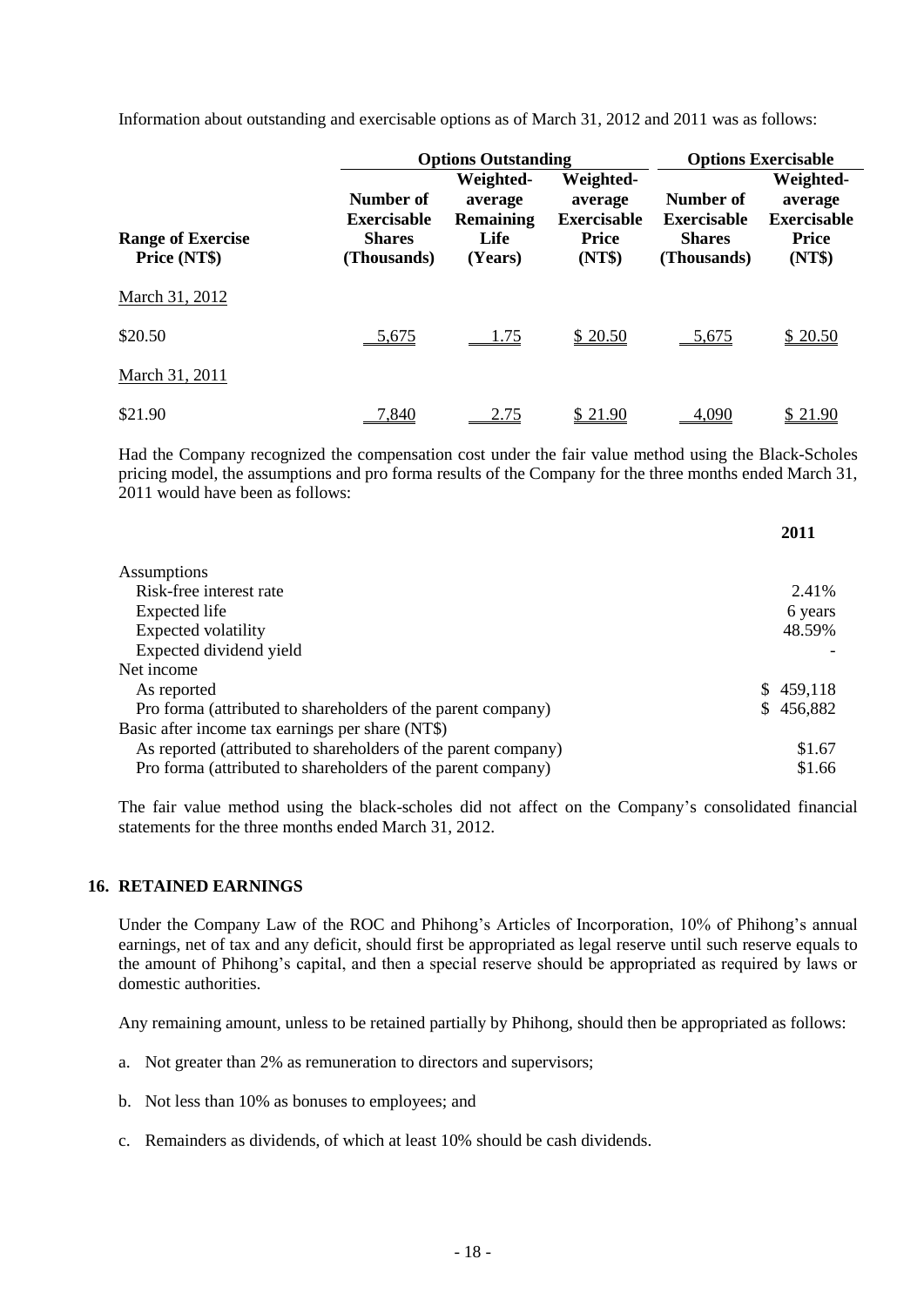Information about outstanding and exercisable options as of March 31, 2012 and 2011 was as follows:

| | Options Outstanding | | | Options Exercisable | |
|---|---|---|---|---|---|
| **Range of Exercise Price (NT$)** | **Number of Exercisable Shares (Thousands)** | **Weighted-average Remaining Life (Years)** | **Weighted-average Exercisable Price (NT$)** | **Number of Exercisable Shares (Thousands)** | **Weighted-average Exercisable Price (NT$)** |
| March 31, 2012 | | | | | |
| $20.50 | 5,675 | 1.75 | $ 20.50 | 5,675 | $ 20.50 |
| March 31, 2011 | | | | | |
| $21.90 | 7,840 | 2.75 | $ 21.90 | 4,090 | $ 21.90 |

Had the Company recognized the compensation cost under the fair value method using the Black-Scholes pricing model, the assumptions and pro forma results of the Company for the three months ended March 31, 2011 would have been as follows:

| | 2011 |
|---|---|
| Assumptions | |
| Risk-free interest rate | 2.41% |
| Expected life | 6 years |
| Expected volatility | 48.59% |
| Expected dividend yield | - |
| Net income | |
| As reported | $ 459,118 |
| Pro forma (attributed to shareholders of the parent company) | $ 456,882 |
| Basic after income tax earnings per share (NT$) | |
| As reported (attributed to shareholders of the parent company) | $1.67 |
| Pro forma (attributed to shareholders of the parent company) | $1.66 |

The fair value method using the black-scholes did not affect on the Company's consolidated financial statements for the three months ended March 31, 2012.

## 16. RETAINED EARNINGS

Under the Company Law of the ROC and Phihong's Articles of Incorporation, 10% of Phihong's annual earnings, net of tax and any deficit, should first be appropriated as legal reserve until such reserve equals to the amount of Phihong's capital, and then a special reserve should be appropriated as required by laws or domestic authorities.

Any remaining amount, unless to be retained partially by Phihong, should then be appropriated as follows:

a. Not greater than 2% as remuneration to directors and supervisors;

b. Not less than 10% as bonuses to employees; and

c. Remainders as dividends, of which at least 10% should be cash dividends.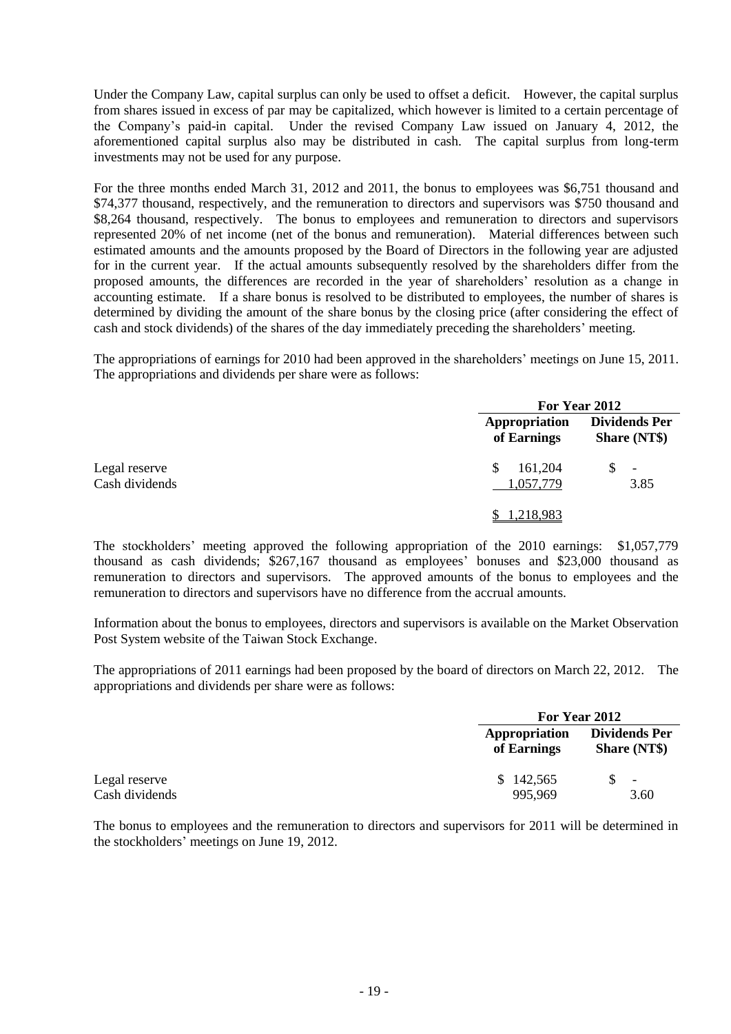Under the Company Law, capital surplus can only be used to offset a deficit. However, the capital surplus from shares issued in excess of par may be capitalized, which however is limited to a certain percentage of the Company's paid-in capital. Under the revised Company Law issued on January 4, 2012, the aforementioned capital surplus also may be distributed in cash. The capital surplus from long-term investments may not be used for any purpose.

For the three months ended March 31, 2012 and 2011, the bonus to employees was $6,751 thousand and $74,377 thousand, respectively, and the remuneration to directors and supervisors was $750 thousand and $8,264 thousand, respectively. The bonus to employees and remuneration to directors and supervisors represented 20% of net income (net of the bonus and remuneration). Material differences between such estimated amounts and the amounts proposed by the Board of Directors in the following year are adjusted for in the current year. If the actual amounts subsequently resolved by the shareholders differ from the proposed amounts, the differences are recorded in the year of shareholders' resolution as a change in accounting estimate. If a share bonus is resolved to be distributed to employees, the number of shares is determined by dividing the amount of the share bonus by the closing price (after considering the effect of cash and stock dividends) of the shares of the day immediately preceding the shareholders' meeting.

The appropriations of earnings for 2010 had been approved in the shareholders' meetings on June 15, 2011. The appropriations and dividends per share were as follows:

| | For Year 2012 | |
|---|---|---|
| | Appropriation of Earnings | Dividends Per Share (NT$) |
| Legal reserve | $ 161,204 | $ - |
| Cash dividends | 1,057,779 | 3.85 |
| | $ 1,218,983 | |

The stockholders' meeting approved the following appropriation of the 2010 earnings: $1,057,779 thousand as cash dividends; $267,167 thousand as employees' bonuses and $23,000 thousand as remuneration to directors and supervisors. The approved amounts of the bonus to employees and the remuneration to directors and supervisors have no difference from the accrual amounts.

Information about the bonus to employees, directors and supervisors is available on the Market Observation Post System website of the Taiwan Stock Exchange.

The appropriations of 2011 earnings had been proposed by the board of directors on March 22, 2012. The appropriations and dividends per share were as follows:

| | For Year 2012 | |
|---|---|---|
| | Appropriation of Earnings | Dividends Per Share (NT$) |
| Legal reserve | $ 142,565 | $ - |
| Cash dividends | 995,969 | 3.60 |

The bonus to employees and the remuneration to directors and supervisors for 2011 will be determined in the stockholders' meetings on June 19, 2012.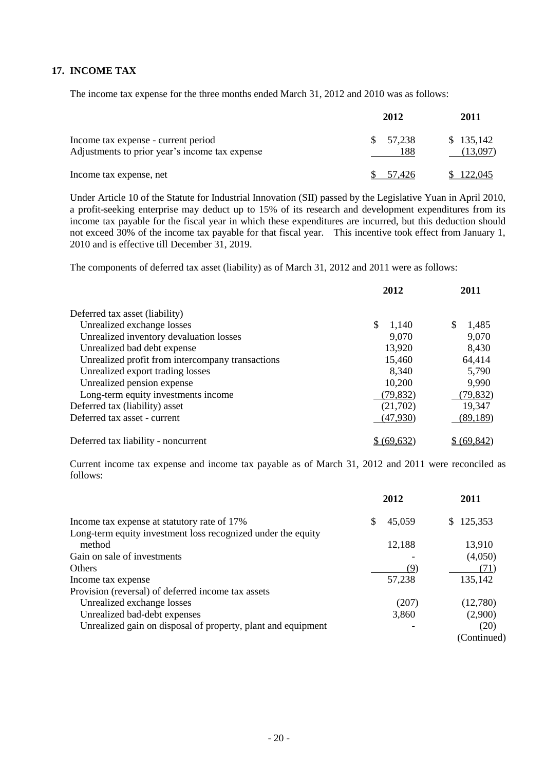## 17. INCOME TAX

The income tax expense for the three months ended March 31, 2012 and 2010 was as follows:

| | 2012 | 2011 |
|---|---|---|
| Income tax expense - current period | $ 57,238 | $ 135,142 |
| Adjustments to prior year's income tax expense | 188 | (13,097) |
| Income tax expense, net | $ 57,426 | $ 122,045 |

Under Article 10 of the Statute for Industrial Innovation (SII) passed by the Legislative Yuan in April 2010, a profit-seeking enterprise may deduct up to 15% of its research and development expenditures from its income tax payable for the fiscal year in which these expenditures are incurred, but this deduction should not exceed 30% of the income tax payable for that fiscal year. This incentive took effect from January 1, 2010 and is effective till December 31, 2019.

The components of deferred tax asset (liability) as of March 31, 2012 and 2011 were as follows:

| | 2012 | 2011 |
|---|---|---|
| Deferred tax asset (liability) | | |
| Unrealized exchange losses | $ 1,140 | $ 1,485 |
| Unrealized inventory devaluation losses | 9,070 | 9,070 |
| Unrealized bad debt expense | 13,920 | 8,430 |
| Unrealized profit from intercompany transactions | 15,460 | 64,414 |
| Unrealized export trading losses | 8,340 | 5,790 |
| Unrealized pension expense | 10,200 | 9,990 |
| Long-term equity investments income | (79,832) | (79,832) |
| Deferred tax (liability) asset | (21,702) | 19,347 |
| Deferred tax asset - current | (47,930) | (89,189) |
| Deferred tax liability - noncurrent | $ (69,632) | $ (69,842) |

Current income tax expense and income tax payable as of March 31, 2012 and 2011 were reconciled as follows:

| | 2012 | 2011 |
|---|---|---|
| Income tax expense at statutory rate of 17% | $ 45,059 | $ 125,353 |
| Long-term equity investment loss recognized under the equity method | 12,188 | 13,910 |
| Gain on sale of investments | - | (4,050) |
| Others | (9) | (71) |
| Income tax expense | 57,238 | 135,142 |
| Provision (reversal) of deferred income tax assets | | |
| Unrealized exchange losses | (207) | (12,780) |
| Unrealized bad-debt expenses | 3,860 | (2,900) |
| Unrealized gain on disposal of property, plant and equipment | - | (20) |

(Continued)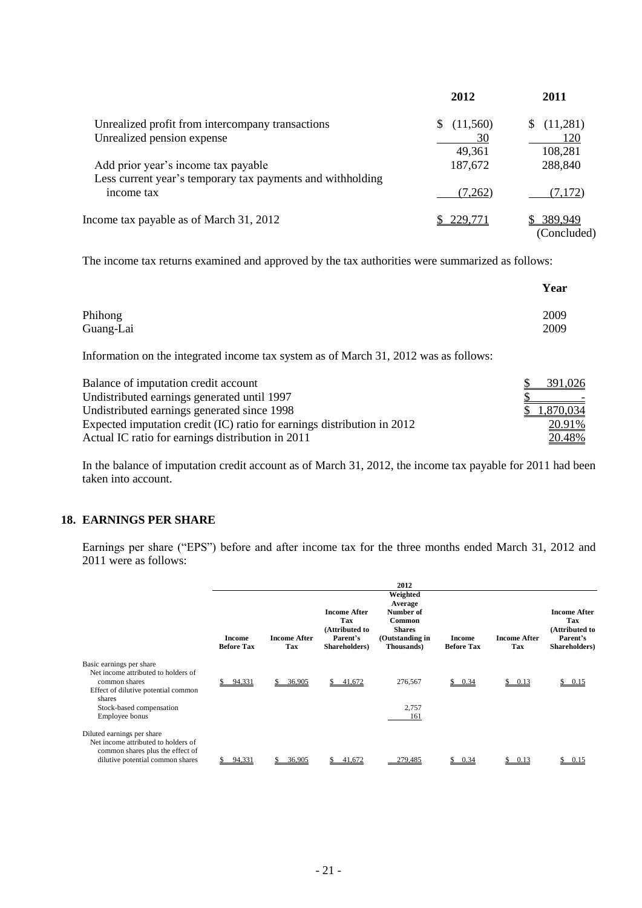| | 2012 | 2011 |
|---|---|---|
| Unrealized profit from intercompany transactions | $ (11,560) | $ (11,281) |
| Unrealized pension expense | 30 | 120 |
| | 49,361 | 108,281 |
| Add prior year's income tax payable | 187,672 | 288,840 |
| Less current year's temporary tax payments and withholding income tax | (7,262) | (7,172) |
| Income tax payable as of March 31, 2012 | $ 229,771 | $ 389,949 |
| | | (Concluded) |

The income tax returns examined and approved by the tax authorities were summarized as follows:

| | Year |
|---|---|
| Phihong | 2009 |
| Guang-Lai | 2009 |

Information on the integrated income tax system as of March 31, 2012 was as follows:

| | |
|---|---|
| Balance of imputation credit account | $ 391,026 |
| Undistributed earnings generated until 1997 | $ - |
| Undistributed earnings generated since 1998 | $ 1,870,034 |
| Expected imputation credit (IC) ratio for earnings distribution in 2012 | 20.91% |
| Actual IC ratio for earnings distribution in 2011 | 20.48% |

In the balance of imputation credit account as of March 31, 2012, the income tax payable for 2011 had been taken into account.

## 18. EARNINGS PER SHARE

Earnings per share ("EPS") before and after income tax for the three months ended March 31, 2012 and 2011 were as follows:

| | 2012 | | | | | | |
|---|---|---|---|---|---|---|---|
| | Income Before Tax | Income After Tax | Income After Tax (Attributed to Parent's Shareholders) | Weighted Average Number of Common Shares (Outstanding in Thousands) | Income Before Tax | Income After Tax | Income After Tax (Attributed to Parent's Shareholders) |
| Basic earnings per share<br>Net income attributed to holders of common shares | $ 94,331 | $ 36,905 | $ 41,672 | 276,567 | $ 0.34 | $ 0.13 | $ 0.15 |
| Effect of dilutive potential common shares | | | | | | | |
| Stock-based compensation | | | | 2,757 | | | |
| Employee bonus | | | | 161 | | | |
| Diluted earnings per share<br>Net income attributed to holders of common shares plus the effect of dilutive potential common shares | $ 94,331 | $ 36,905 | $ 41,672 | 279,485 | $ 0.34 | $ 0.13 | $ 0.15 |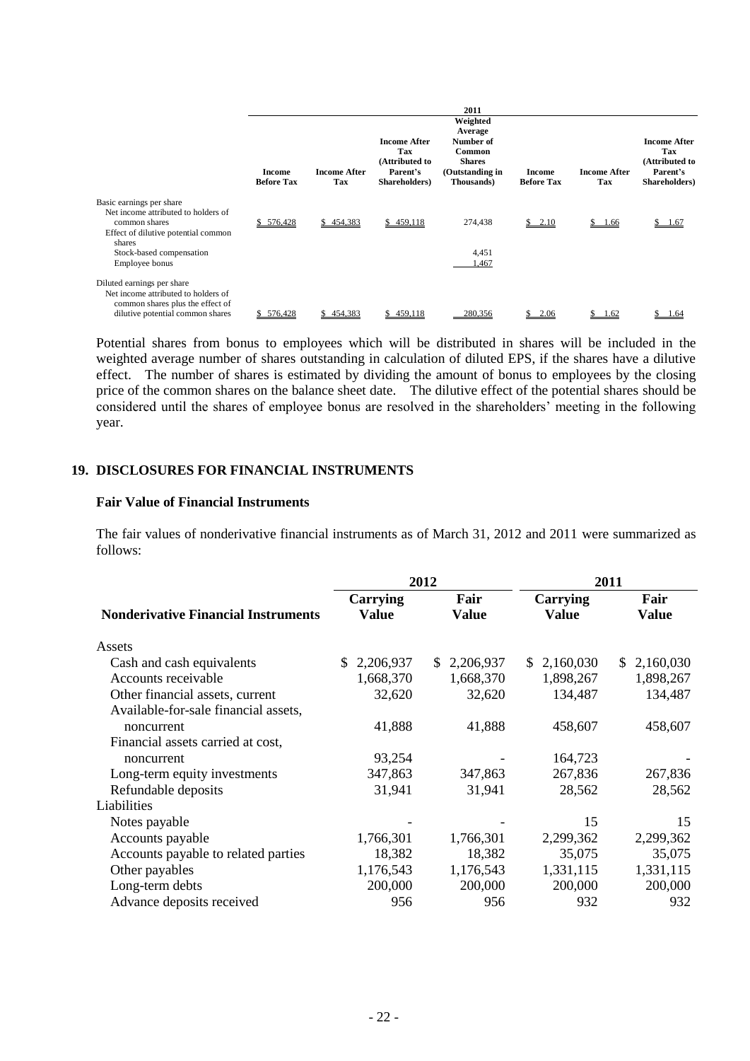| | 2011 | | | | | | |
|---|---|---|---|---|---|---|---|
| | **Income Before Tax** | **Income After Tax** | **Income After Tax (Attributed to Parent's Shareholders)** | **Weighted Average Number of Common Shares (Outstanding in Thousands)** | **Income Before Tax** | **Income After Tax** | **Income After Tax (Attributed to Parent's Shareholders)** |
| Basic earnings per share | | | | | | | |
| Net income attributed to holders of common shares | $ 576,428 | $ 454,383 | $ 459,118 | 274,438 | $ 2.10 | $ 1.66 | $ 1.67 |
| Effect of dilutive potential common shares | | | | | | | |
| Stock-based compensation | | | | 4,451 | | | |
| Employee bonus | | | | 1,467 | | | |
| Diluted earnings per share | | | | | | | |
| Net income attributed to holders of common shares plus the effect of dilutive potential common shares | $ 576,428 | $ 454,383 | $ 459,118 | 280,356 | $ 2.06 | $ 1.62 | $ 1.64 |

Potential shares from bonus to employees which will be distributed in shares will be included in the weighted average number of shares outstanding in calculation of diluted EPS, if the shares have a dilutive effect. The number of shares is estimated by dividing the amount of bonus to employees by the closing price of the common shares on the balance sheet date. The dilutive effect of the potential shares should be considered until the shares of employee bonus are resolved in the shareholders' meeting in the following year.

## 19. DISCLOSURES FOR FINANCIAL INSTRUMENTS

### Fair Value of Financial Instruments

The fair values of nonderivative financial instruments as of March 31, 2012 and 2011 were summarized as follows:

| | 2012 | | 2011 | |
|---|---|---|---|---|
| **Nonderivative Financial Instruments** | **Carrying Value** | **Fair Value** | **Carrying Value** | **Fair Value** |
| Assets | | | | |
| Cash and cash equivalents | $ 2,206,937 | $ 2,206,937 | $ 2,160,030 | $ 2,160,030 |
| Accounts receivable | 1,668,370 | 1,668,370 | 1,898,267 | 1,898,267 |
| Other financial assets, current | 32,620 | 32,620 | 134,487 | 134,487 |
| Available-for-sale financial assets, noncurrent | 41,888 | 41,888 | 458,607 | 458,607 |
| Financial assets carried at cost, noncurrent | 93,254 | - | 164,723 | - |
| Long-term equity investments | 347,863 | 347,863 | 267,836 | 267,836 |
| Refundable deposits | 31,941 | 31,941 | 28,562 | 28,562 |
| Liabilities | | | | |
| Notes payable | - | - | 15 | 15 |
| Accounts payable | 1,766,301 | 1,766,301 | 2,299,362 | 2,299,362 |
| Accounts payable to related parties | 18,382 | 18,382 | 35,075 | 35,075 |
| Other payables | 1,176,543 | 1,176,543 | 1,331,115 | 1,331,115 |
| Long-term debts | 200,000 | 200,000 | 200,000 | 200,000 |
| Advance deposits received | 956 | 956 | 932 | 932 |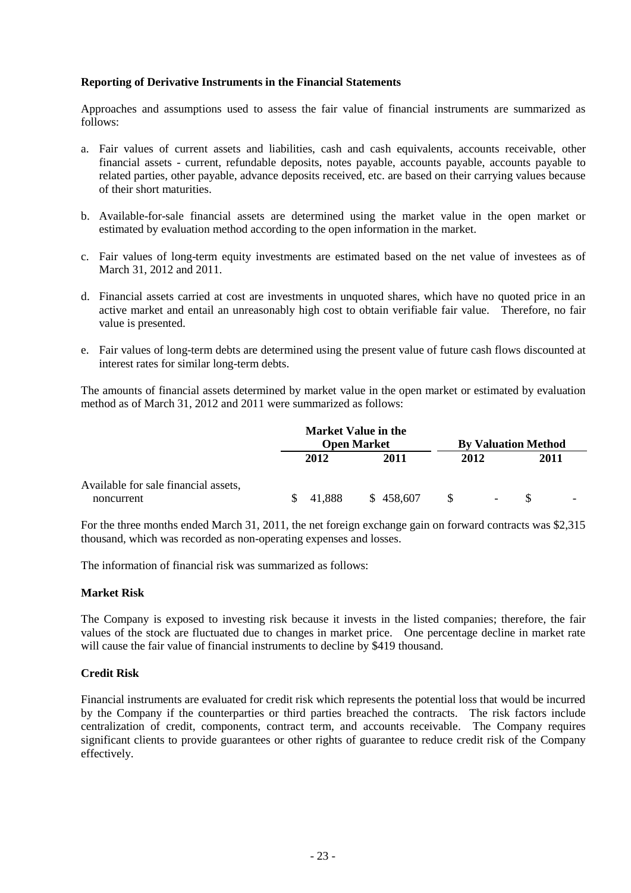**Reporting of Derivative Instruments in the Financial Statements**

Approaches and assumptions used to assess the fair value of financial instruments are summarized as follows:

a. Fair values of current assets and liabilities, cash and cash equivalents, accounts receivable, other financial assets - current, refundable deposits, notes payable, accounts payable, accounts payable to related parties, other payable, advance deposits received, etc. are based on their carrying values because of their short maturities.

b. Available-for-sale financial assets are determined using the market value in the open market or estimated by evaluation method according to the open information in the market.

c. Fair values of long-term equity investments are estimated based on the net value of investees as of March 31, 2012 and 2011.

d. Financial assets carried at cost are investments in unquoted shares, which have no quoted price in an active market and entail an unreasonably high cost to obtain verifiable fair value. Therefore, no fair value is presented.

e. Fair values of long-term debts are determined using the present value of future cash flows discounted at interest rates for similar long-term debts.

The amounts of financial assets determined by market value in the open market or estimated by evaluation method as of March 31, 2012 and 2011 were summarized as follows:

| | Market Value in the Open Market | | By Valuation Method | |
|---|---|---|---|---|
| | 2012 | 2011 | 2012 | 2011 |
| Available for sale financial assets, noncurrent | $ 41,888 | $ 458,607 | $ - | $ - |

For the three months ended March 31, 2011, the net foreign exchange gain on forward contracts was $2,315 thousand, which was recorded as non-operating expenses and losses.

The information of financial risk was summarized as follows:

**Market Risk**

The Company is exposed to investing risk because it invests in the listed companies; therefore, the fair values of the stock are fluctuated due to changes in market price. One percentage decline in market rate will cause the fair value of financial instruments to decline by $419 thousand.

**Credit Risk**

Financial instruments are evaluated for credit risk which represents the potential loss that would be incurred by the Company if the counterparties or third parties breached the contracts. The risk factors include centralization of credit, components, contract term, and accounts receivable. The Company requires significant clients to provide guarantees or other rights of guarantee to reduce credit risk of the Company effectively.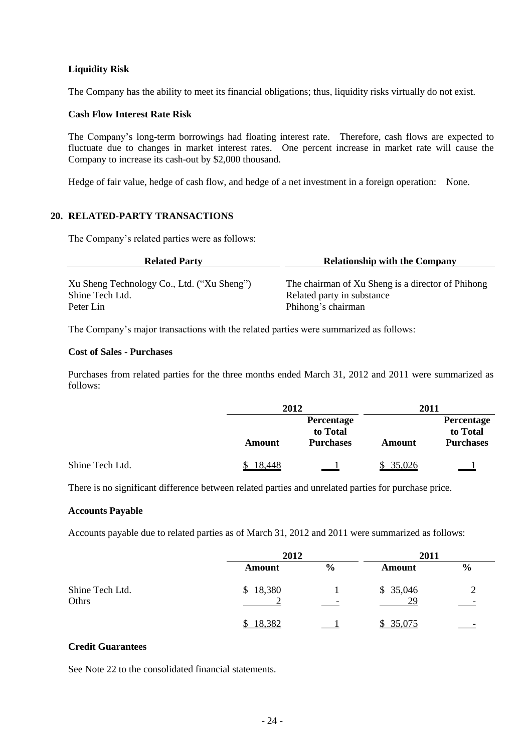### Liquidity Risk

The Company has the ability to meet its financial obligations; thus, liquidity risks virtually do not exist.

### Cash Flow Interest Rate Risk

The Company's long-term borrowings had floating interest rate. Therefore, cash flows are expected to fluctuate due to changes in market interest rates. One percent increase in market rate will cause the Company to increase its cash-out by $2,000 thousand.

Hedge of fair value, hedge of cash flow, and hedge of a net investment in a foreign operation: None.

## 20. RELATED-PARTY TRANSACTIONS

The Company's related parties were as follows:

| Related Party | Relationship with the Company |
|---|---|
| Xu Sheng Technology Co., Ltd. ("Xu Sheng") | The chairman of Xu Sheng is a director of Phihong |
| Shine Tech Ltd. | Related party in substance |
| Peter Lin | Phihong's chairman |

The Company's major transactions with the related parties were summarized as follows:

### Cost of Sales - Purchases

Purchases from related parties for the three months ended March 31, 2012 and 2011 were summarized as follows:

| | 2012 | | 2011 | |
|---|---|---|---|---|
| | Amount | Percentage to Total Purchases | Amount | Percentage to Total Purchases |
| Shine Tech Ltd. | $ 18,448 | 1 | $ 35,026 | 1 |

There is no significant difference between related parties and unrelated parties for purchase price.

### Accounts Payable

Accounts payable due to related parties as of March 31, 2012 and 2011 were summarized as follows:

| | 2012 | | 2011 | |
|---|---|---|---|---|
| | Amount | % | Amount | % |
| Shine Tech Ltd. | $ 18,380 | 1 | $ 35,046 | 2 |
| Othrs | 2 | - | 29 | - |
| | $ 18,382 | 1 | $ 35,075 | - |

### Credit Guarantees

See Note 22 to the consolidated financial statements.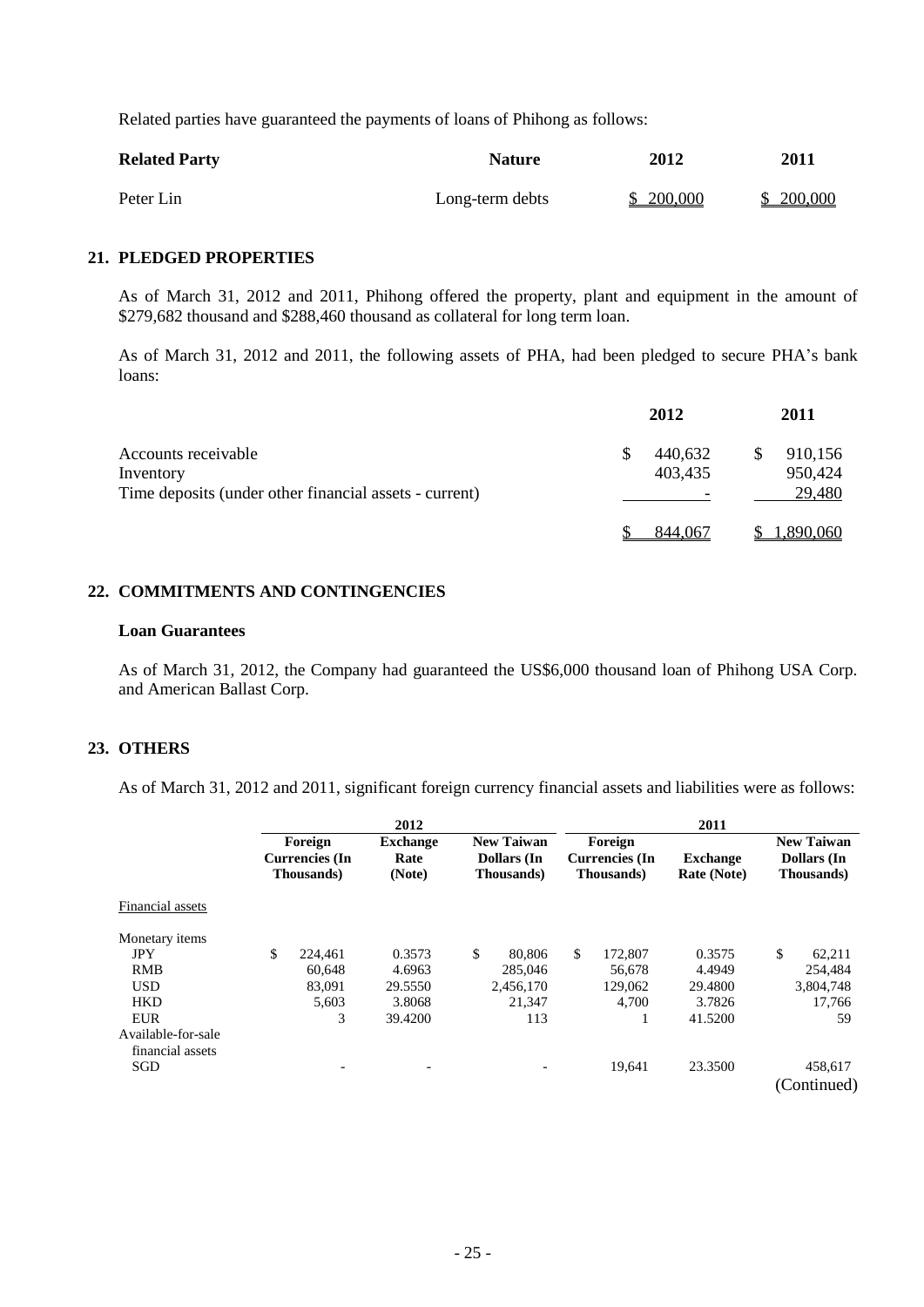Related parties have guaranteed the payments of loans of Phihong as follows:

| Related Party | Nature | 2012 | 2011 |
|---|---|---|---|
| Peter Lin | Long-term debts | $ 200,000 | $ 200,000 |

## 21. PLEDGED PROPERTIES

As of March 31, 2012 and 2011, Phihong offered the property, plant and equipment in the amount of $279,682 thousand and $288,460 thousand as collateral for long term loan.

As of March 31, 2012 and 2011, the following assets of PHA, had been pledged to secure PHA's bank loans:

| | 2012 | 2011 |
|---|---|---|
| Accounts receivable | $ 440,632 | $ 910,156 |
| Inventory | 403,435 | 950,424 |
| Time deposits (under other financial assets - current) | - | 29,480 |
| | $ 844,067 | $ 1,890,060 |

## 22. COMMITMENTS AND CONTINGENCIES

### Loan Guarantees

As of March 31, 2012, the Company had guaranteed the US$6,000 thousand loan of Phihong USA Corp. and American Ballast Corp.

## 23. OTHERS

As of March 31, 2012 and 2011, significant foreign currency financial assets and liabilities were as follows:

| | 2012 | | | 2011 | | |
|---|---|---|---|---|---|---|
| | Foreign Currencies (In Thousands) | Exchange Rate (Note) | New Taiwan Dollars (In Thousands) | Foreign Currencies (In Thousands) | Exchange Rate (Note) | New Taiwan Dollars (In Thousands) |
| Financial assets | | | | | | |
| Monetary items | | | | | | |
| JPY | $ 224,461 | 0.3573 | $ 80,806 | $ 172,807 | 0.3575 | $ 62,211 |
| RMB | 60,648 | 4.6963 | 285,046 | 56,678 | 4.4949 | 254,484 |
| USD | 83,091 | 29.5550 | 2,456,170 | 129,062 | 29.4800 | 3,804,748 |
| HKD | 5,603 | 3.8068 | 21,347 | 4,700 | 3.7826 | 17,766 |
| EUR | 3 | 39.4200 | 113 | 1 | 41.5200 | 59 |
| Available-for-sale financial assets | | | | | | |
| SGD | - | - | - | 19,641 | 23.3500 | 458,617 |

(Continued)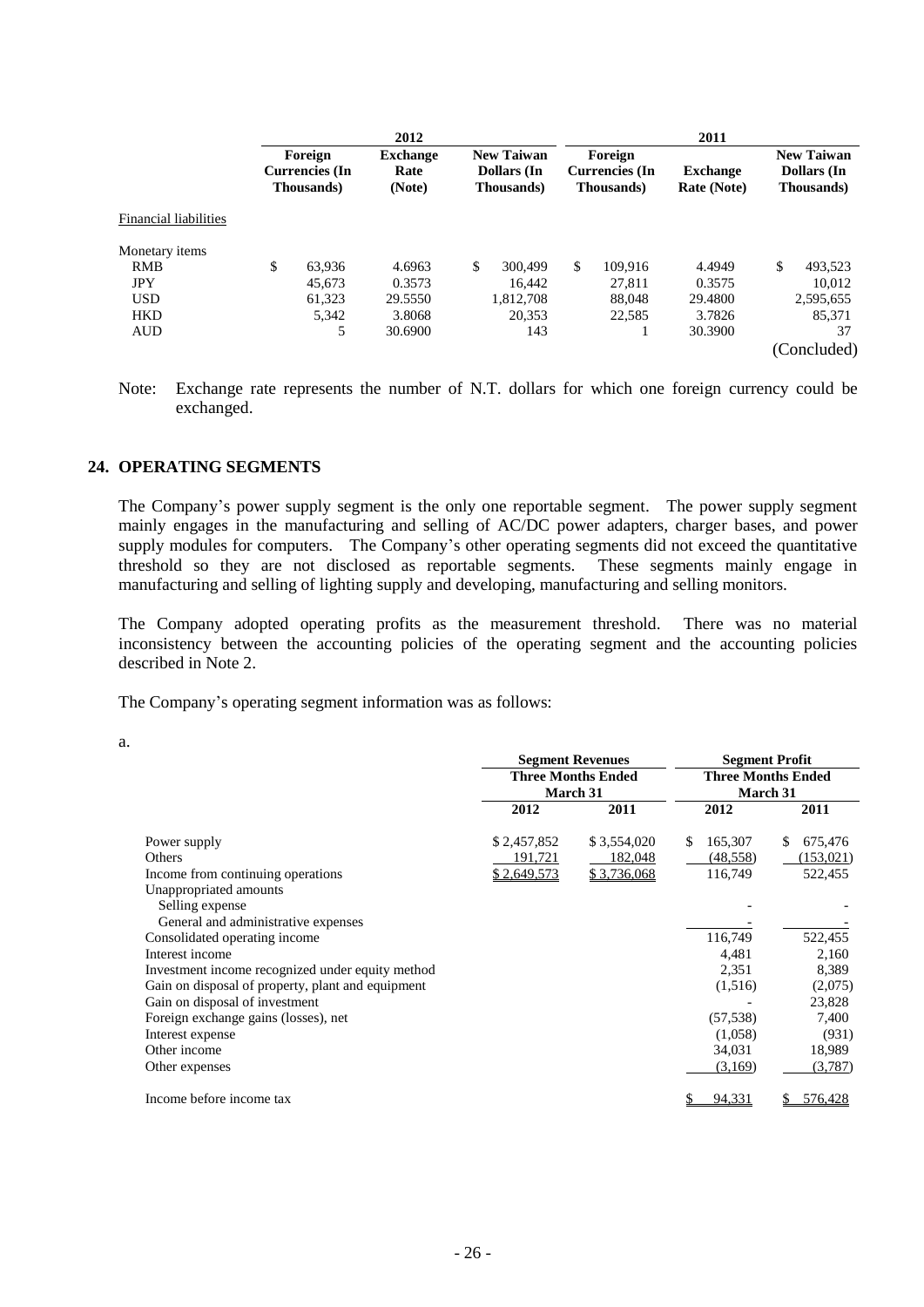| | 2012 | | | 2011 | | |
|---|---|---|---|---|---|---|
| | Foreign Currencies (In Thousands) | Exchange Rate (Note) | New Taiwan Dollars (In Thousands) | Foreign Currencies (In Thousands) | Exchange Rate (Note) | New Taiwan Dollars (In Thousands) |
| Financial liabilities | | | | | | |
| Monetary items | | | | | | |
| RMB | $ 63,936 | 4.6963 | $ 300,499 | $ 109,916 | 4.4949 | $ 493,523 |
| JPY | 45,673 | 0.3573 | 16,442 | 27,811 | 0.3575 | 10,012 |
| USD | 61,323 | 29.5550 | 1,812,708 | 88,048 | 29.4800 | 2,595,655 |
| HKD | 5,342 | 3.8068 | 20,353 | 22,585 | 3.7826 | 85,371 |
| AUD | 5 | 30.6900 | 143 | 1 | 30.3900 | 37 |

(Concluded)

Note: Exchange rate represents the number of N.T. dollars for which one foreign currency could be exchanged.

## 24. OPERATING SEGMENTS

The Company's power supply segment is the only one reportable segment. The power supply segment mainly engages in the manufacturing and selling of AC/DC power adapters, charger bases, and power supply modules for computers. The Company's other operating segments did not exceed the quantitative threshold so they are not disclosed as reportable segments. These segments mainly engage in manufacturing and selling of lighting supply and developing, manufacturing and selling monitors.

The Company adopted operating profits as the measurement threshold. There was no material inconsistency between the accounting policies of the operating segment and the accounting policies described in Note 2.

The Company's operating segment information was as follows:

a.

| | Segment Revenues | | Segment Profit | |
|---|---|---|---|---|
| | Three Months Ended March 31 | | Three Months Ended March 31 | |
| | 2012 | 2011 | 2012 | 2011 |
| Power supply | $ 2,457,852 | $ 3,554,020 | $ 165,307 | $ 675,476 |
| Others | 191,721 | 182,048 | (48,558) | (153,021) |
| Income from continuing operations | $ 2,649,573 | $ 3,736,068 | 116,749 | 522,455 |
| Unappropriated amounts | | | | |
| Selling expense | | | - | - |
| General and administrative expenses | | | - | - |
| Consolidated operating income | | | 116,749 | 522,455 |
| Interest income | | | 4,481 | 2,160 |
| Investment income recognized under equity method | | | 2,351 | 8,389 |
| Gain on disposal of property, plant and equipment | | | (1,516) | (2,075) |
| Gain on disposal of investment | | | - | 23,828 |
| Foreign exchange gains (losses), net | | | (57,538) | 7,400 |
| Interest expense | | | (1,058) | (931) |
| Other income | | | 34,031 | 18,989 |
| Other expenses | | | (3,169) | (3,787) |
| Income before income tax | | | $ 94,331 | $ 576,428 |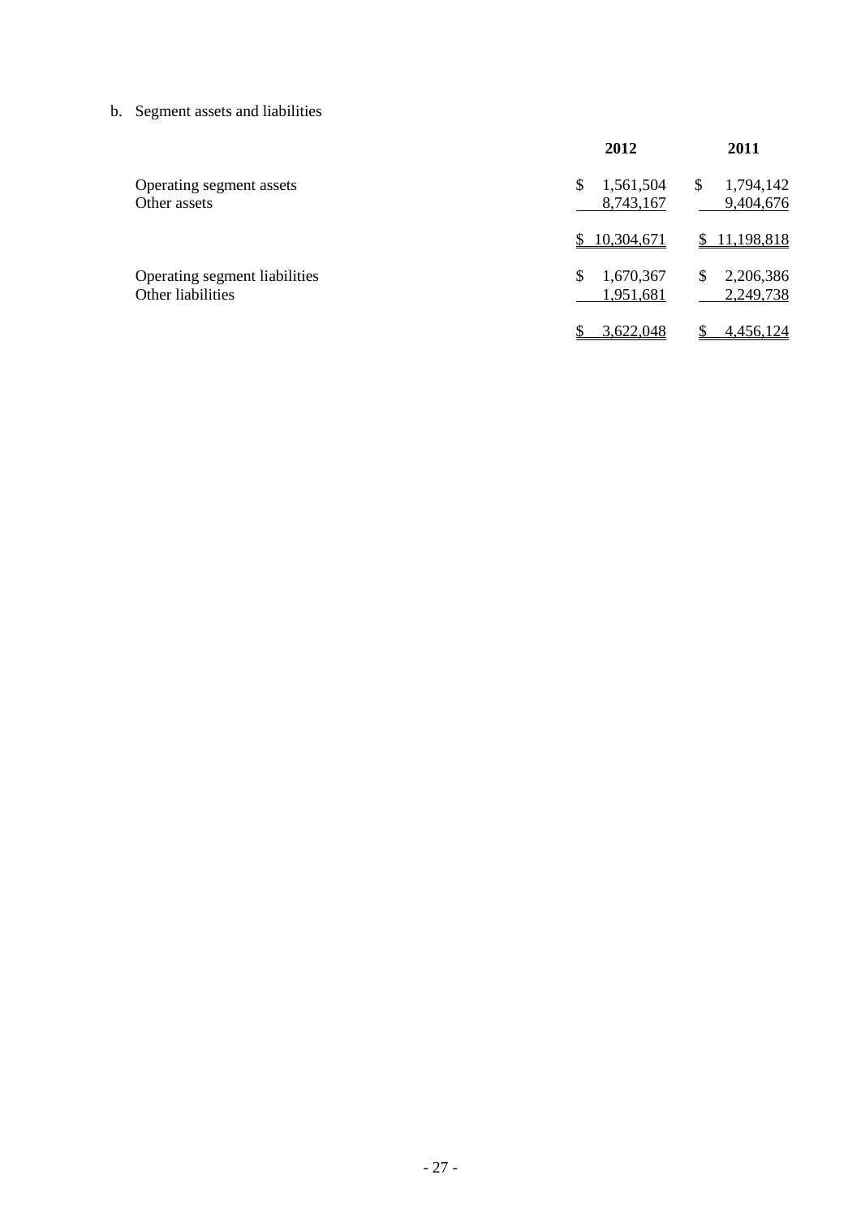b. Segment assets and liabilities

| | 2012 | 2011 |
|---|---|---|
| Operating segment assets | $ 1,561,504 | $ 1,794,142 |
| Other assets | 8,743,167 | 9,404,676 |
| | $ 10,304,671 | $ 11,198,818 |
| Operating segment liabilities | $ 1,670,367 | $ 2,206,386 |
| Other liabilities | 1,951,681 | 2,249,738 |
| | $ 3,622,048 | $ 4,456,124 |